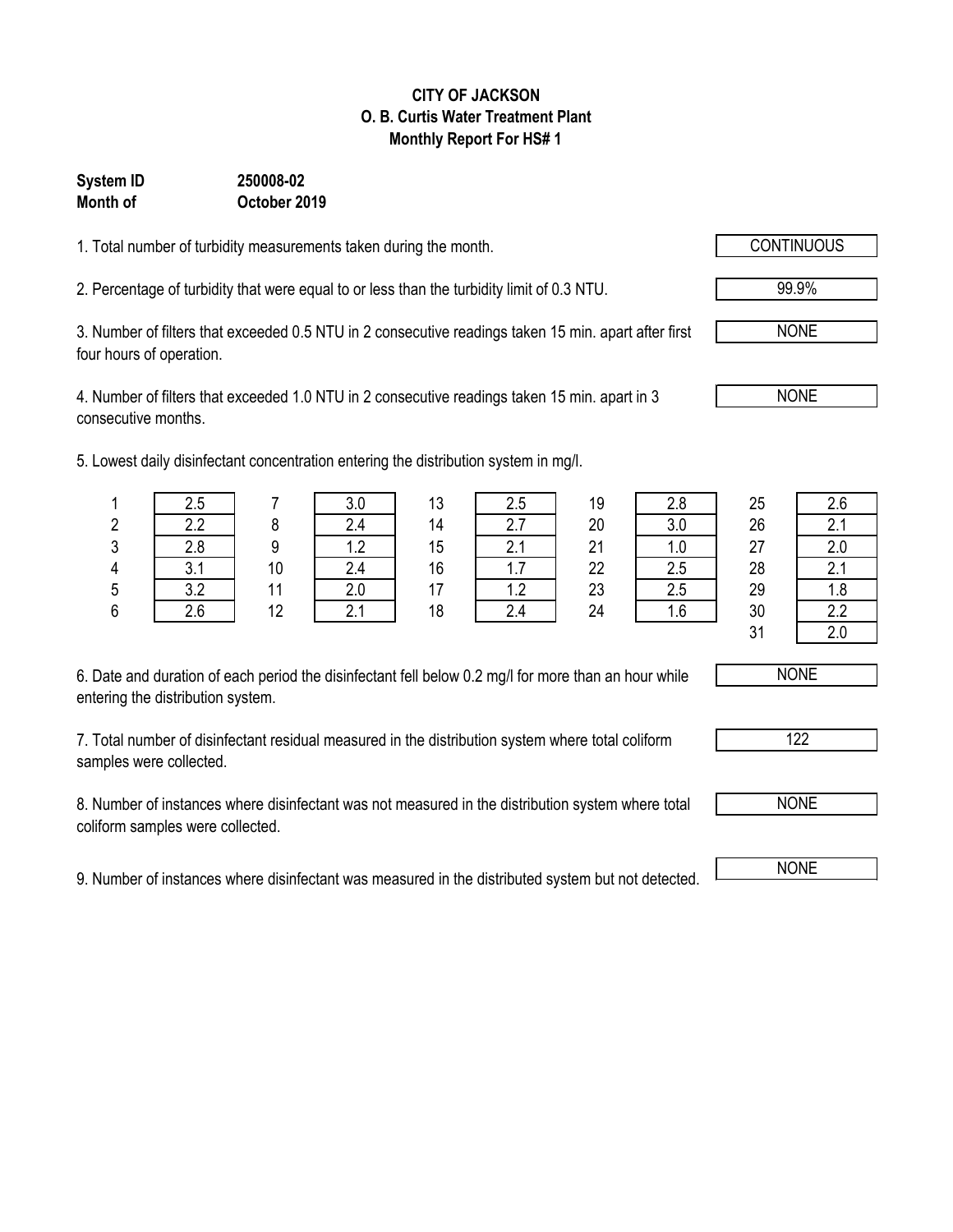**CITY OF JACKSON**
**O. B. Curtis Water Treatment Plant**
**Monthly Report For HS# 1**

**System ID** **250008-02**
**Month of** **October 2019**

1. Total number of turbidity measurements taken during the month. **CONTINUOUS**

2. Percentage of turbidity that were equal to or less than the turbidity limit of 0.3 NTU. **99.9%**

3. Number of filters that exceeded 0.5 NTU in 2 consecutive readings taken 15 min. apart after first four hours of operation. **NONE**

4. Number of filters that exceeded 1.0 NTU in 2 consecutive readings taken 15 min. apart in 3 consecutive months. **NONE**

5. Lowest daily disinfectant concentration entering the distribution system in mg/l.

| Day | mg/l | Day | mg/l | Day | mg/l | Day | mg/l | Day | mg/l |
|---|---|---|---|---|---|---|---|---|---|
| 1 | 2.5 | 7 | 3.0 | 13 | 2.5 | 19 | 2.8 | 25 | 2.6 |
| 2 | 2.2 | 8 | 2.4 | 14 | 2.7 | 20 | 3.0 | 26 | 2.1 |
| 3 | 2.8 | 9 | 1.2 | 15 | 2.1 | 21 | 1.0 | 27 | 2.0 |
| 4 | 3.1 | 10 | 2.4 | 16 | 1.7 | 22 | 2.5 | 28 | 2.1 |
| 5 | 3.2 | 11 | 2.0 | 17 | 1.2 | 23 | 2.5 | 29 | 1.8 |
| 6 | 2.6 | 12 | 2.1 | 18 | 2.4 | 24 | 1.6 | 30 | 2.2 |
| | | | | | | | | 31 | 2.0 |

6. Date and duration of each period the disinfectant fell below 0.2 mg/l for more than an hour while entering the distribution system. **NONE**

7. Total number of disinfectant residual measured in the distribution system where total coliform samples were collected. **122**

8. Number of instances where disinfectant was not measured in the distribution system where total coliform samples were collected. **NONE**

9. Number of instances where disinfectant was measured in the distributed system but not detected. **NONE**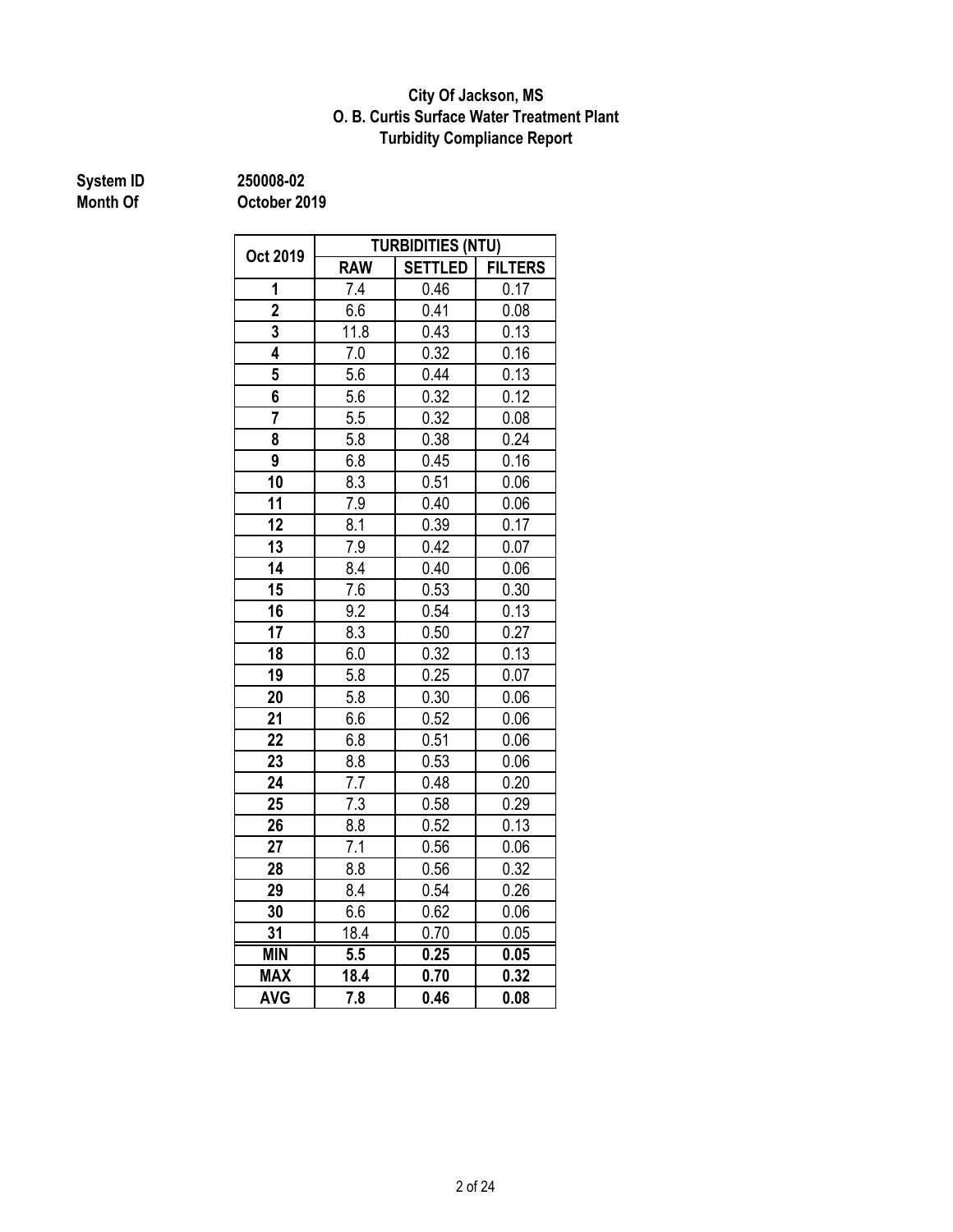**City Of Jackson, MS**
**O. B. Curtis Surface Water Treatment Plant**
**Turbidity Compliance Report**

**System ID** 250008-02
**Month Of** October 2019

| Oct 2019 | TURBIDITIES (NTU) | | |
|---|---|---|---|
| | RAW | SETTLED | FILTERS |
| 1 | 7.4 | 0.46 | 0.17 |
| 2 | 6.6 | 0.41 | 0.08 |
| 3 | 11.8 | 0.43 | 0.13 |
| 4 | 7.0 | 0.32 | 0.16 |
| 5 | 5.6 | 0.44 | 0.13 |
| 6 | 5.6 | 0.32 | 0.12 |
| 7 | 5.5 | 0.32 | 0.08 |
| 8 | 5.8 | 0.38 | 0.24 |
| 9 | 6.8 | 0.45 | 0.16 |
| 10 | 8.3 | 0.51 | 0.06 |
| 11 | 7.9 | 0.40 | 0.06 |
| 12 | 8.1 | 0.39 | 0.17 |
| 13 | 7.9 | 0.42 | 0.07 |
| 14 | 8.4 | 0.40 | 0.06 |
| 15 | 7.6 | 0.53 | 0.30 |
| 16 | 9.2 | 0.54 | 0.13 |
| 17 | 8.3 | 0.50 | 0.27 |
| 18 | 6.0 | 0.32 | 0.13 |
| 19 | 5.8 | 0.25 | 0.07 |
| 20 | 5.8 | 0.30 | 0.06 |
| 21 | 6.6 | 0.52 | 0.06 |
| 22 | 6.8 | 0.51 | 0.06 |
| 23 | 8.8 | 0.53 | 0.06 |
| 24 | 7.7 | 0.48 | 0.20 |
| 25 | 7.3 | 0.58 | 0.29 |
| 26 | 8.8 | 0.52 | 0.13 |
| 27 | 7.1 | 0.56 | 0.06 |
| 28 | 8.8 | 0.56 | 0.32 |
| 29 | 8.4 | 0.54 | 0.26 |
| 30 | 6.6 | 0.62 | 0.06 |
| 31 | 18.4 | 0.70 | 0.05 |
| **MIN** | **5.5** | **0.25** | **0.05** |
| **MAX** | **18.4** | **0.70** | **0.32** |
| **AVG** | **7.8** | **0.46** | **0.08** |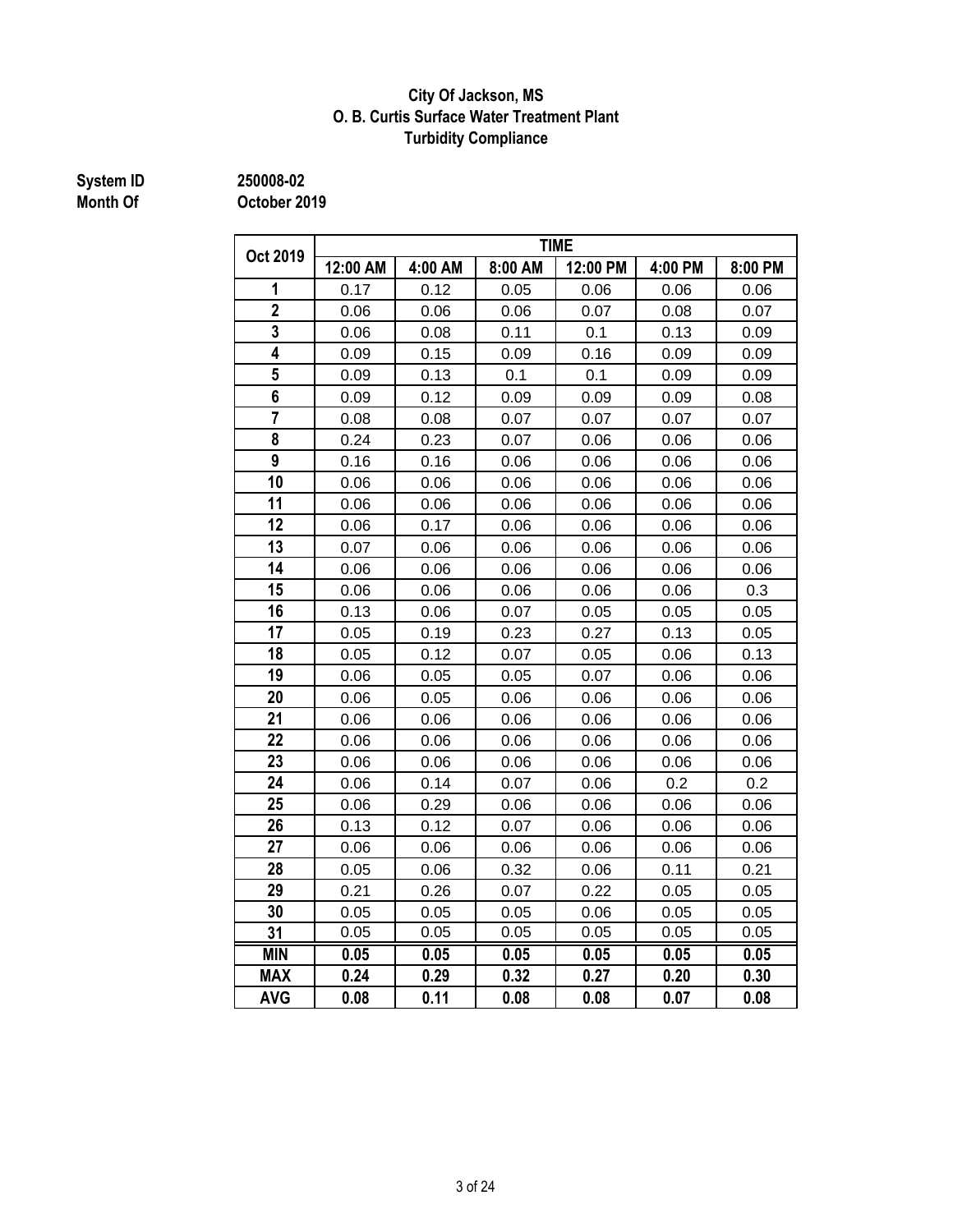# City Of Jackson, MS
## O. B. Curtis Surface Water Treatment Plant
## Turbidity Compliance

**System ID** 250008-02
**Month Of** October 2019

| Oct 2019 | TIME | | | | | |
|---|---|---|---|---|---|---|
| | 12:00 AM | 4:00 AM | 8:00 AM | 12:00 PM | 4:00 PM | 8:00 PM |
| 1 | 0.17 | 0.12 | 0.05 | 0.06 | 0.06 | 0.06 |
| 2 | 0.06 | 0.06 | 0.06 | 0.07 | 0.08 | 0.07 |
| 3 | 0.06 | 0.08 | 0.11 | 0.1 | 0.13 | 0.09 |
| 4 | 0.09 | 0.15 | 0.09 | 0.16 | 0.09 | 0.09 |
| 5 | 0.09 | 0.13 | 0.1 | 0.1 | 0.09 | 0.09 |
| 6 | 0.09 | 0.12 | 0.09 | 0.09 | 0.09 | 0.08 |
| 7 | 0.08 | 0.08 | 0.07 | 0.07 | 0.07 | 0.07 |
| 8 | 0.24 | 0.23 | 0.07 | 0.06 | 0.06 | 0.06 |
| 9 | 0.16 | 0.16 | 0.06 | 0.06 | 0.06 | 0.06 |
| 10 | 0.06 | 0.06 | 0.06 | 0.06 | 0.06 | 0.06 |
| 11 | 0.06 | 0.06 | 0.06 | 0.06 | 0.06 | 0.06 |
| 12 | 0.06 | 0.17 | 0.06 | 0.06 | 0.06 | 0.06 |
| 13 | 0.07 | 0.06 | 0.06 | 0.06 | 0.06 | 0.06 |
| 14 | 0.06 | 0.06 | 0.06 | 0.06 | 0.06 | 0.06 |
| 15 | 0.06 | 0.06 | 0.06 | 0.06 | 0.06 | 0.3 |
| 16 | 0.13 | 0.06 | 0.07 | 0.05 | 0.05 | 0.05 |
| 17 | 0.05 | 0.19 | 0.23 | 0.27 | 0.13 | 0.05 |
| 18 | 0.05 | 0.12 | 0.07 | 0.05 | 0.06 | 0.13 |
| 19 | 0.06 | 0.05 | 0.05 | 0.07 | 0.06 | 0.06 |
| 20 | 0.06 | 0.05 | 0.06 | 0.06 | 0.06 | 0.06 |
| 21 | 0.06 | 0.06 | 0.06 | 0.06 | 0.06 | 0.06 |
| 22 | 0.06 | 0.06 | 0.06 | 0.06 | 0.06 | 0.06 |
| 23 | 0.06 | 0.06 | 0.06 | 0.06 | 0.06 | 0.06 |
| 24 | 0.06 | 0.14 | 0.07 | 0.06 | 0.2 | 0.2 |
| 25 | 0.06 | 0.29 | 0.06 | 0.06 | 0.06 | 0.06 |
| 26 | 0.13 | 0.12 | 0.07 | 0.06 | 0.06 | 0.06 |
| 27 | 0.06 | 0.06 | 0.06 | 0.06 | 0.06 | 0.06 |
| 28 | 0.05 | 0.06 | 0.32 | 0.06 | 0.11 | 0.21 |
| 29 | 0.21 | 0.26 | 0.07 | 0.22 | 0.05 | 0.05 |
| 30 | 0.05 | 0.05 | 0.05 | 0.06 | 0.05 | 0.05 |
| 31 | 0.05 | 0.05 | 0.05 | 0.05 | 0.05 | 0.05 |
| **MIN** | **0.05** | **0.05** | **0.05** | **0.05** | **0.05** | **0.05** |
| **MAX** | **0.24** | **0.29** | **0.32** | **0.27** | **0.20** | **0.30** |
| **AVG** | **0.08** | **0.11** | **0.08** | **0.08** | **0.07** | **0.08** |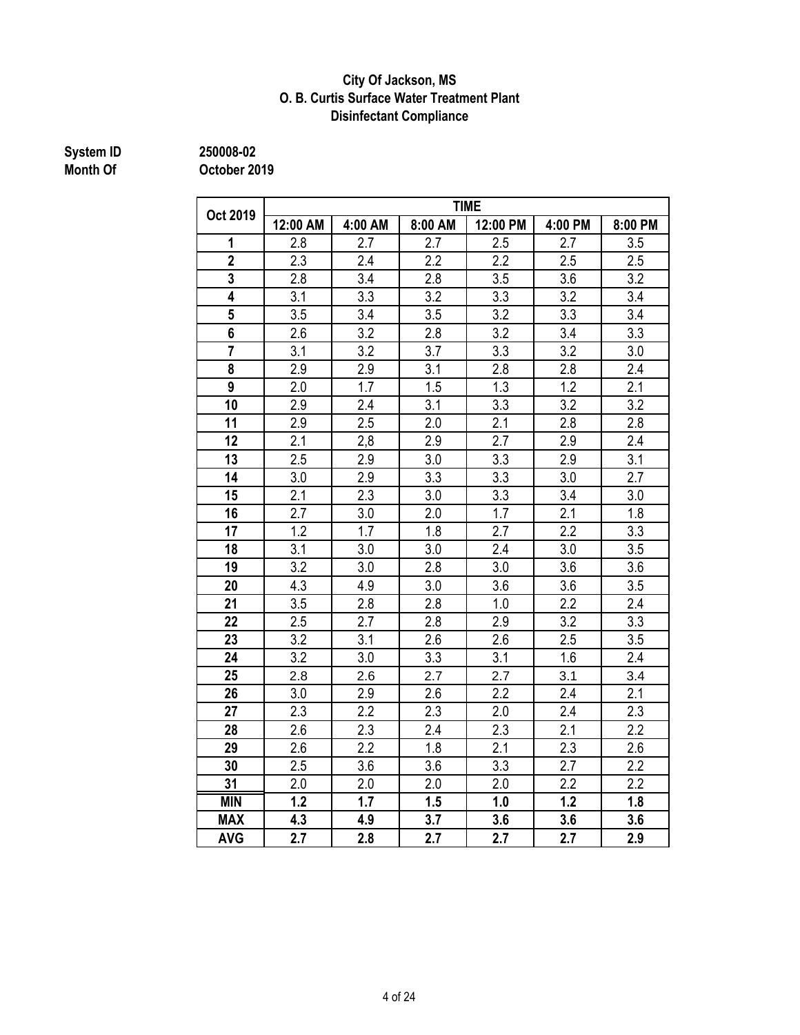**City Of Jackson, MS**
**O. B. Curtis Surface Water Treatment Plant**
**Disinfectant Compliance**

**System ID** 250008-02
**Month Of** October 2019

| Oct 2019 | TIME | | | | | |
|---|---|---|---|---|---|---|
| | 12:00 AM | 4:00 AM | 8:00 AM | 12:00 PM | 4:00 PM | 8:00 PM |
| 1 | 2.8 | 2.7 | 2.7 | 2.5 | 2.7 | 3.5 |
| 2 | 2.3 | 2.4 | 2.2 | 2.2 | 2.5 | 2.5 |
| 3 | 2.8 | 3.4 | 2.8 | 3.5 | 3.6 | 3.2 |
| 4 | 3.1 | 3.3 | 3.2 | 3.3 | 3.2 | 3.4 |
| 5 | 3.5 | 3.4 | 3.5 | 3.2 | 3.3 | 3.4 |
| 6 | 2.6 | 3.2 | 2.8 | 3.2 | 3.4 | 3.3 |
| 7 | 3.1 | 3.2 | 3.7 | 3.3 | 3.2 | 3.0 |
| 8 | 2.9 | 2.9 | 3.1 | 2.8 | 2.8 | 2.4 |
| 9 | 2.0 | 1.7 | 1.5 | 1.3 | 1.2 | 2.1 |
| 10 | 2.9 | 2.4 | 3.1 | 3.3 | 3.2 | 3.2 |
| 11 | 2.9 | 2.5 | 2.0 | 2.1 | 2.8 | 2.8 |
| 12 | 2.1 | 2,8 | 2.9 | 2.7 | 2.9 | 2.4 |
| 13 | 2.5 | 2.9 | 3.0 | 3.3 | 2.9 | 3.1 |
| 14 | 3.0 | 2.9 | 3.3 | 3.3 | 3.0 | 2.7 |
| 15 | 2.1 | 2.3 | 3.0 | 3.3 | 3.4 | 3.0 |
| 16 | 2.7 | 3.0 | 2.0 | 1.7 | 2.1 | 1.8 |
| 17 | 1.2 | 1.7 | 1.8 | 2.7 | 2.2 | 3.3 |
| 18 | 3.1 | 3.0 | 3.0 | 2.4 | 3.0 | 3.5 |
| 19 | 3.2 | 3.0 | 2.8 | 3.0 | 3.6 | 3.6 |
| 20 | 4.3 | 4.9 | 3.0 | 3.6 | 3.6 | 3.5 |
| 21 | 3.5 | 2.8 | 2.8 | 1.0 | 2.2 | 2.4 |
| 22 | 2.5 | 2.7 | 2.8 | 2.9 | 3.2 | 3.3 |
| 23 | 3.2 | 3.1 | 2.6 | 2.6 | 2.5 | 3.5 |
| 24 | 3.2 | 3.0 | 3.3 | 3.1 | 1.6 | 2.4 |
| 25 | 2.8 | 2.6 | 2.7 | 2.7 | 3.1 | 3.4 |
| 26 | 3.0 | 2.9 | 2.6 | 2.2 | 2.4 | 2.1 |
| 27 | 2.3 | 2.2 | 2.3 | 2.0 | 2.4 | 2.3 |
| 28 | 2.6 | 2.3 | 2.4 | 2.3 | 2.1 | 2.2 |
| 29 | 2.6 | 2.2 | 1.8 | 2.1 | 2.3 | 2.6 |
| 30 | 2.5 | 3.6 | 3.6 | 3.3 | 2.7 | 2.2 |
| 31 | 2.0 | 2.0 | 2.0 | 2.0 | 2.2 | 2.2 |
| **MIN** | **1.2** | **1.7** | **1.5** | **1.0** | **1.2** | **1.8** |
| **MAX** | **4.3** | **4.9** | **3.7** | **3.6** | **3.6** | **3.6** |
| **AVG** | **2.7** | **2.8** | **2.7** | **2.7** | **2.7** | **2.9** |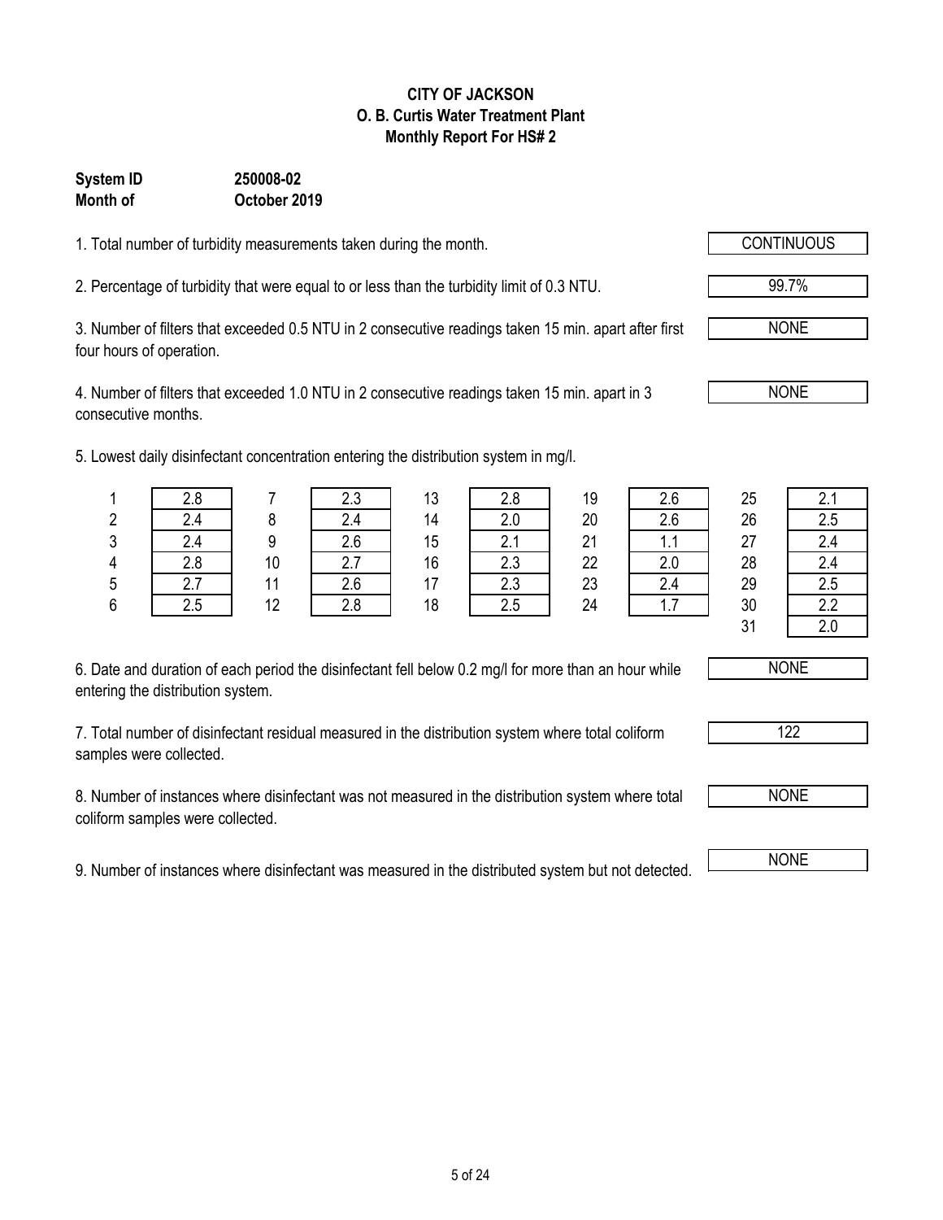# CITY OF JACKSON
## O. B. Curtis Water Treatment Plant
## Monthly Report For HS# 2

**System ID** **250008-02**
**Month of** **October 2019**

1. Total number of turbidity measurements taken during the month. **CONTINUOUS**

2. Percentage of turbidity that were equal to or less than the turbidity limit of 0.3 NTU. **99.7%**

3. Number of filters that exceeded 0.5 NTU in 2 consecutive readings taken 15 min. apart after first four hours of operation. **NONE**

4. Number of filters that exceeded 1.0 NTU in 2 consecutive readings taken 15 min. apart in 3 consecutive months. **NONE**

5. Lowest daily disinfectant concentration entering the distribution system in mg/l.

| Day | mg/l | Day | mg/l | Day | mg/l | Day | mg/l | Day | mg/l |
|---|---|---|---|---|---|---|---|---|---|
| 1 | 2.8 | 7 | 2.3 | 13 | 2.8 | 19 | 2.6 | 25 | 2.1 |
| 2 | 2.4 | 8 | 2.4 | 14 | 2.0 | 20 | 2.6 | 26 | 2.5 |
| 3 | 2.4 | 9 | 2.6 | 15 | 2.1 | 21 | 1.1 | 27 | 2.4 |
| 4 | 2.8 | 10 | 2.7 | 16 | 2.3 | 22 | 2.0 | 28 | 2.4 |
| 5 | 2.7 | 11 | 2.6 | 17 | 2.3 | 23 | 2.4 | 29 | 2.5 |
| 6 | 2.5 | 12 | 2.8 | 18 | 2.5 | 24 | 1.7 | 30 | 2.2 |
| | | | | | | | | 31 | 2.0 |

6. Date and duration of each period the disinfectant fell below 0.2 mg/l for more than an hour while entering the distribution system. **NONE**

7. Total number of disinfectant residual measured in the distribution system where total coliform samples were collected. **122**

8. Number of instances where disinfectant was not measured in the distribution system where total coliform samples were collected. **NONE**

9. Number of instances where disinfectant was measured in the distributed system but not detected. **NONE**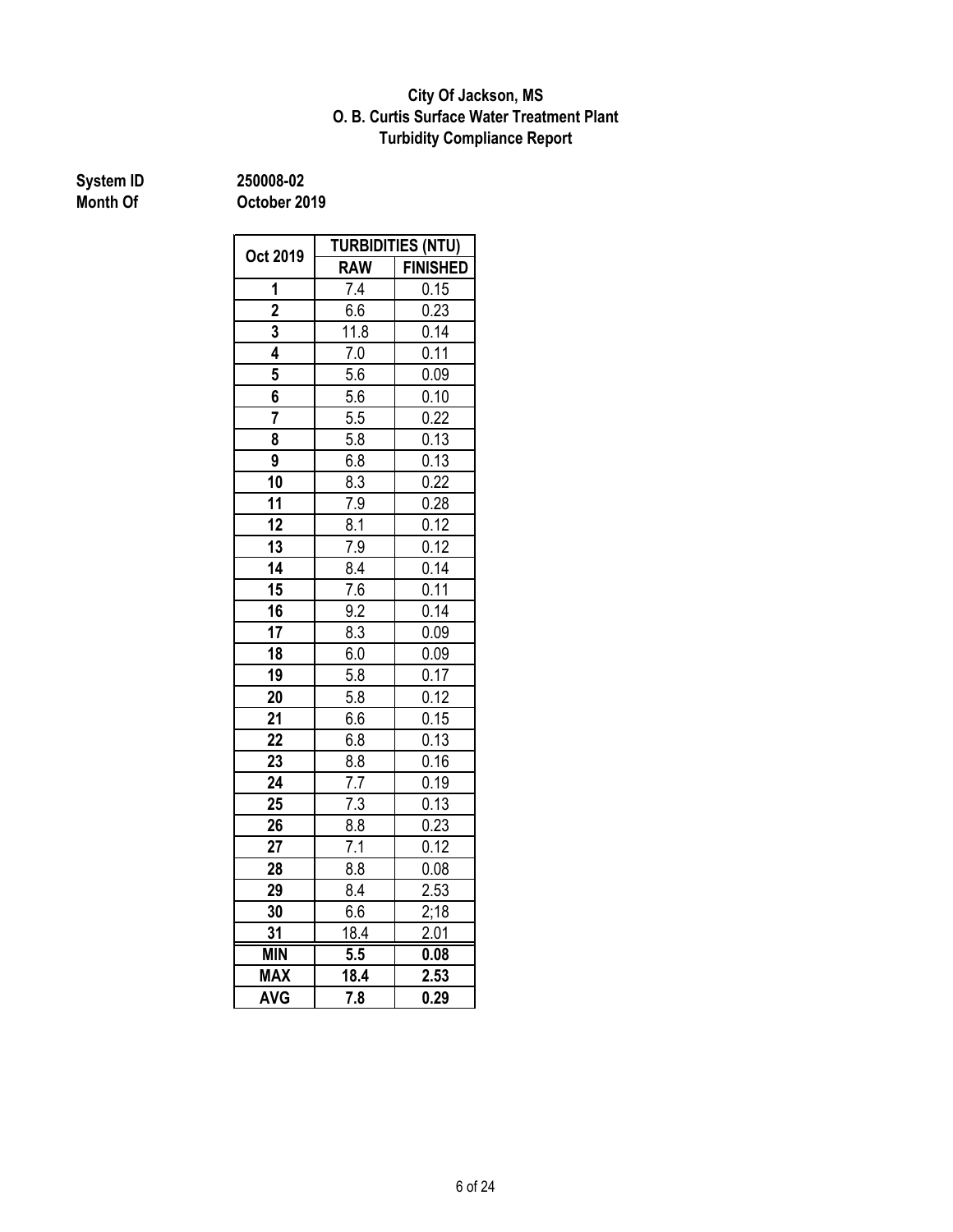# City Of Jackson, MS
## O. B. Curtis Surface Water Treatment Plant
## Turbidity Compliance Report

**System ID** **250008-02**
**Month Of** **October 2019**

| Oct 2019 | TURBIDITIES (NTU) | |
|---|---|---|
| | RAW | FINISHED |
| 1 | 7.4 | 0.15 |
| 2 | 6.6 | 0.23 |
| 3 | 11.8 | 0.14 |
| 4 | 7.0 | 0.11 |
| 5 | 5.6 | 0.09 |
| 6 | 5.6 | 0.10 |
| 7 | 5.5 | 0.22 |
| 8 | 5.8 | 0.13 |
| 9 | 6.8 | 0.13 |
| 10 | 8.3 | 0.22 |
| 11 | 7.9 | 0.28 |
| 12 | 8.1 | 0.12 |
| 13 | 7.9 | 0.12 |
| 14 | 8.4 | 0.14 |
| 15 | 7.6 | 0.11 |
| 16 | 9.2 | 0.14 |
| 17 | 8.3 | 0.09 |
| 18 | 6.0 | 0.09 |
| 19 | 5.8 | 0.17 |
| 20 | 5.8 | 0.12 |
| 21 | 6.6 | 0.15 |
| 22 | 6.8 | 0.13 |
| 23 | 8.8 | 0.16 |
| 24 | 7.7 | 0.19 |
| 25 | 7.3 | 0.13 |
| 26 | 8.8 | 0.23 |
| 27 | 7.1 | 0.12 |
| 28 | 8.8 | 0.08 |
| 29 | 8.4 | 2.53 |
| 30 | 6.6 | 2;18 |
| 31 | 18.4 | 2.01 |
| **MIN** | **5.5** | **0.08** |
| **MAX** | **18.4** | **2.53** |
| **AVG** | **7.8** | **0.29** |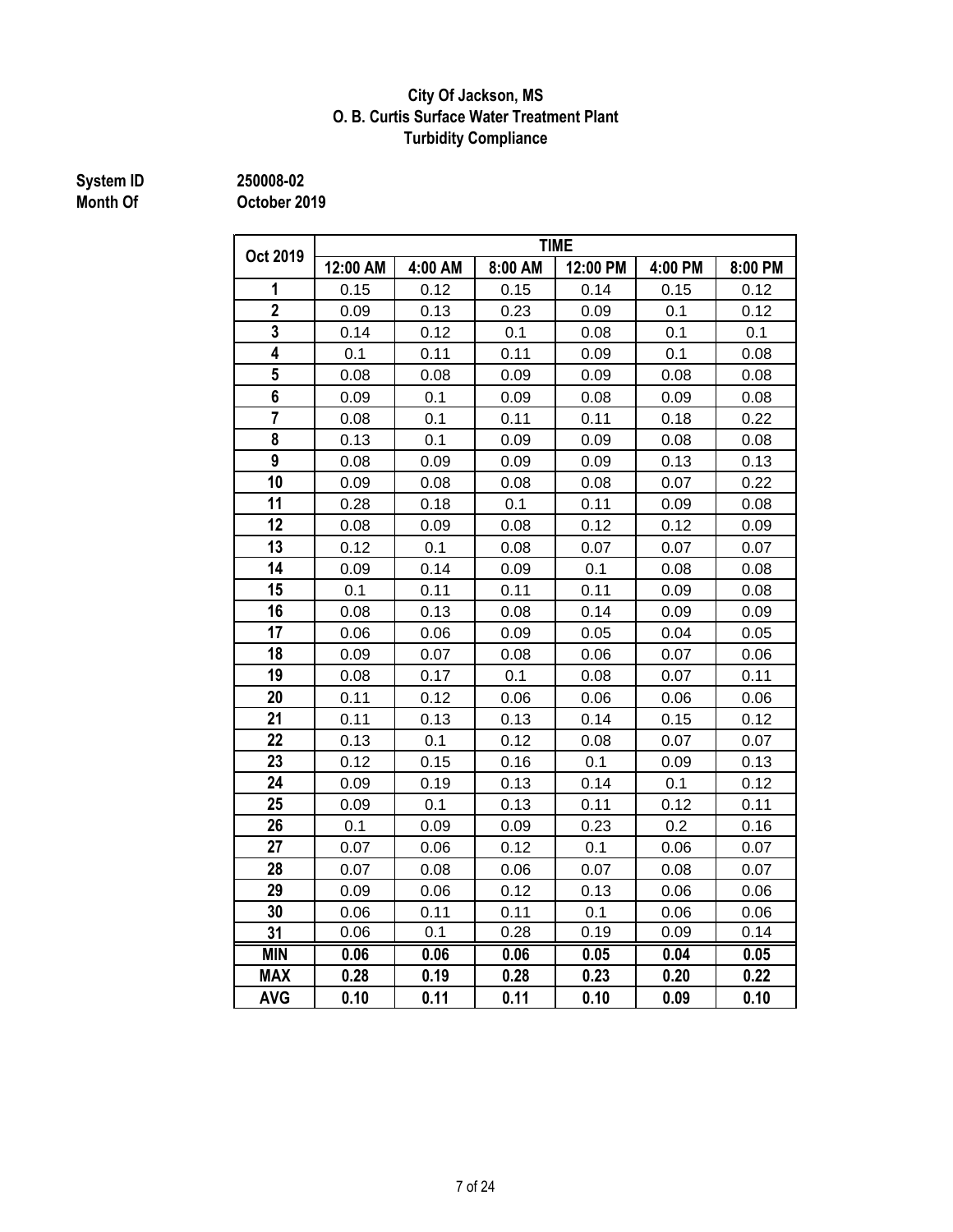**City Of Jackson, MS**
**O. B. Curtis Surface Water Treatment Plant**
**Turbidity Compliance**

**System ID** 250008-02
**Month Of** October 2019

| Oct 2019 | TIME | | | | | |
|---|---|---|---|---|---|---|
| | 12:00 AM | 4:00 AM | 8:00 AM | 12:00 PM | 4:00 PM | 8:00 PM |
| 1 | 0.15 | 0.12 | 0.15 | 0.14 | 0.15 | 0.12 |
| 2 | 0.09 | 0.13 | 0.23 | 0.09 | 0.1 | 0.12 |
| 3 | 0.14 | 0.12 | 0.1 | 0.08 | 0.1 | 0.1 |
| 4 | 0.1 | 0.11 | 0.11 | 0.09 | 0.1 | 0.08 |
| 5 | 0.08 | 0.08 | 0.09 | 0.09 | 0.08 | 0.08 |
| 6 | 0.09 | 0.1 | 0.09 | 0.08 | 0.09 | 0.08 |
| 7 | 0.08 | 0.1 | 0.11 | 0.11 | 0.18 | 0.22 |
| 8 | 0.13 | 0.1 | 0.09 | 0.09 | 0.08 | 0.08 |
| 9 | 0.08 | 0.09 | 0.09 | 0.09 | 0.13 | 0.13 |
| 10 | 0.09 | 0.08 | 0.08 | 0.08 | 0.07 | 0.22 |
| 11 | 0.28 | 0.18 | 0.1 | 0.11 | 0.09 | 0.08 |
| 12 | 0.08 | 0.09 | 0.08 | 0.12 | 0.12 | 0.09 |
| 13 | 0.12 | 0.1 | 0.08 | 0.07 | 0.07 | 0.07 |
| 14 | 0.09 | 0.14 | 0.09 | 0.1 | 0.08 | 0.08 |
| 15 | 0.1 | 0.11 | 0.11 | 0.11 | 0.09 | 0.08 |
| 16 | 0.08 | 0.13 | 0.08 | 0.14 | 0.09 | 0.09 |
| 17 | 0.06 | 0.06 | 0.09 | 0.05 | 0.04 | 0.05 |
| 18 | 0.09 | 0.07 | 0.08 | 0.06 | 0.07 | 0.06 |
| 19 | 0.08 | 0.17 | 0.1 | 0.08 | 0.07 | 0.11 |
| 20 | 0.11 | 0.12 | 0.06 | 0.06 | 0.06 | 0.06 |
| 21 | 0.11 | 0.13 | 0.13 | 0.14 | 0.15 | 0.12 |
| 22 | 0.13 | 0.1 | 0.12 | 0.08 | 0.07 | 0.07 |
| 23 | 0.12 | 0.15 | 0.16 | 0.1 | 0.09 | 0.13 |
| 24 | 0.09 | 0.19 | 0.13 | 0.14 | 0.1 | 0.12 |
| 25 | 0.09 | 0.1 | 0.13 | 0.11 | 0.12 | 0.11 |
| 26 | 0.1 | 0.09 | 0.09 | 0.23 | 0.2 | 0.16 |
| 27 | 0.07 | 0.06 | 0.12 | 0.1 | 0.06 | 0.07 |
| 28 | 0.07 | 0.08 | 0.06 | 0.07 | 0.08 | 0.07 |
| 29 | 0.09 | 0.06 | 0.12 | 0.13 | 0.06 | 0.06 |
| 30 | 0.06 | 0.11 | 0.11 | 0.1 | 0.06 | 0.06 |
| 31 | 0.06 | 0.1 | 0.28 | 0.19 | 0.09 | 0.14 |
| **MIN** | **0.06** | **0.06** | **0.06** | **0.05** | **0.04** | **0.05** |
| **MAX** | **0.28** | **0.19** | **0.28** | **0.23** | **0.20** | **0.22** |
| **AVG** | **0.10** | **0.11** | **0.11** | **0.10** | **0.09** | **0.10** |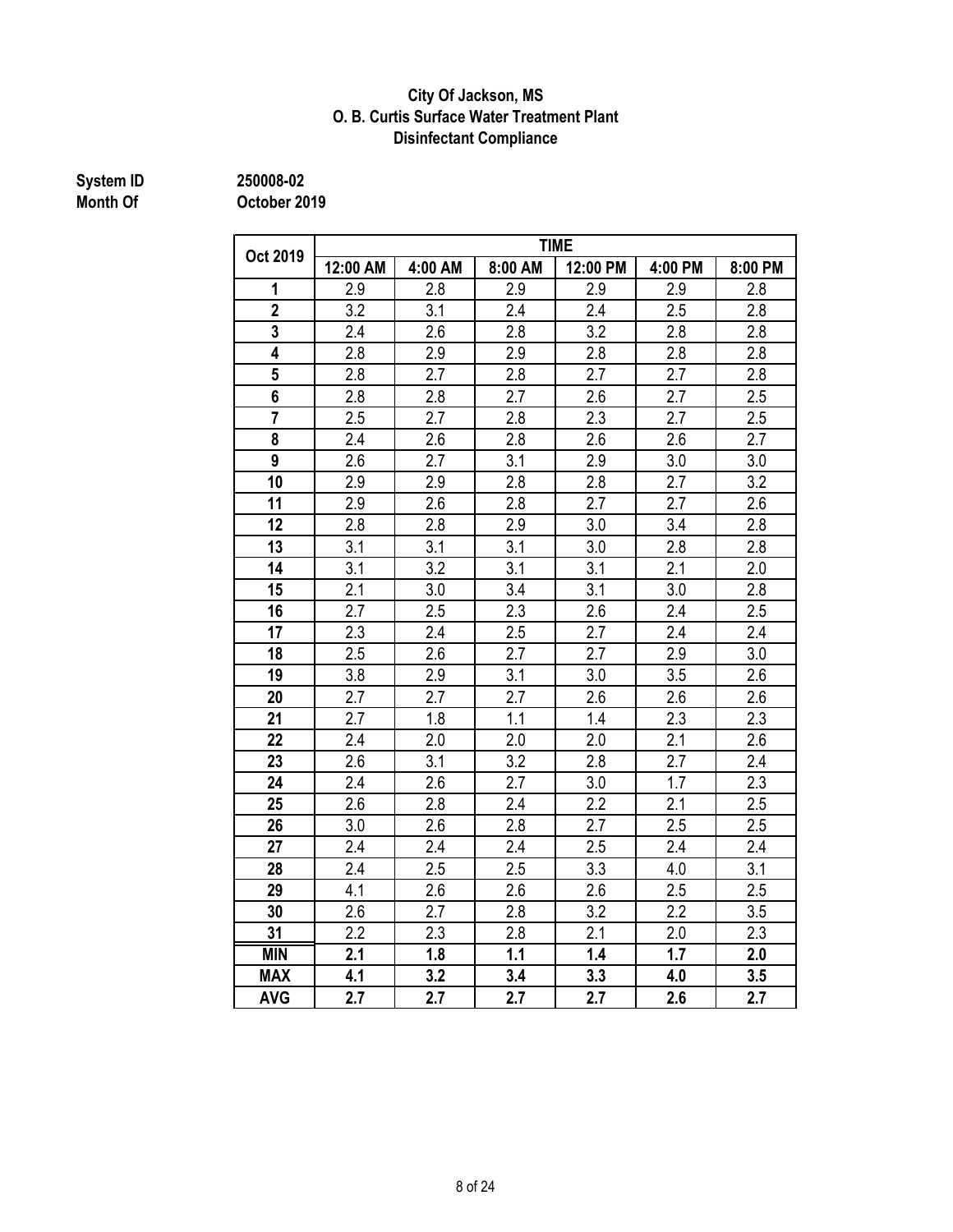**City Of Jackson, MS**
**O. B. Curtis Surface Water Treatment Plant**
**Disinfectant Compliance**

**System ID** 250008-02
**Month Of** October 2019

| Oct 2019 | TIME | | | | | |
|---|---|---|---|---|---|---|
| | 12:00 AM | 4:00 AM | 8:00 AM | 12:00 PM | 4:00 PM | 8:00 PM |
| 1 | 2.9 | 2.8 | 2.9 | 2.9 | 2.9 | 2.8 |
| 2 | 3.2 | 3.1 | 2.4 | 2.4 | 2.5 | 2.8 |
| 3 | 2.4 | 2.6 | 2.8 | 3.2 | 2.8 | 2.8 |
| 4 | 2.8 | 2.9 | 2.9 | 2.8 | 2.8 | 2.8 |
| 5 | 2.8 | 2.7 | 2.8 | 2.7 | 2.7 | 2.8 |
| 6 | 2.8 | 2.8 | 2.7 | 2.6 | 2.7 | 2.5 |
| 7 | 2.5 | 2.7 | 2.8 | 2.3 | 2.7 | 2.5 |
| 8 | 2.4 | 2.6 | 2.8 | 2.6 | 2.6 | 2.7 |
| 9 | 2.6 | 2.7 | 3.1 | 2.9 | 3.0 | 3.0 |
| 10 | 2.9 | 2.9 | 2.8 | 2.8 | 2.7 | 3.2 |
| 11 | 2.9 | 2.6 | 2.8 | 2.7 | 2.7 | 2.6 |
| 12 | 2.8 | 2.8 | 2.9 | 3.0 | 3.4 | 2.8 |
| 13 | 3.1 | 3.1 | 3.1 | 3.0 | 2.8 | 2.8 |
| 14 | 3.1 | 3.2 | 3.1 | 3.1 | 2.1 | 2.0 |
| 15 | 2.1 | 3.0 | 3.4 | 3.1 | 3.0 | 2.8 |
| 16 | 2.7 | 2.5 | 2.3 | 2.6 | 2.4 | 2.5 |
| 17 | 2.3 | 2.4 | 2.5 | 2.7 | 2.4 | 2.4 |
| 18 | 2.5 | 2.6 | 2.7 | 2.7 | 2.9 | 3.0 |
| 19 | 3.8 | 2.9 | 3.1 | 3.0 | 3.5 | 2.6 |
| 20 | 2.7 | 2.7 | 2.7 | 2.6 | 2.6 | 2.6 |
| 21 | 2.7 | 1.8 | 1.1 | 1.4 | 2.3 | 2.3 |
| 22 | 2.4 | 2.0 | 2.0 | 2.0 | 2.1 | 2.6 |
| 23 | 2.6 | 3.1 | 3.2 | 2.8 | 2.7 | 2.4 |
| 24 | 2.4 | 2.6 | 2.7 | 3.0 | 1.7 | 2.3 |
| 25 | 2.6 | 2.8 | 2.4 | 2.2 | 2.1 | 2.5 |
| 26 | 3.0 | 2.6 | 2.8 | 2.7 | 2.5 | 2.5 |
| 27 | 2.4 | 2.4 | 2.4 | 2.5 | 2.4 | 2.4 |
| 28 | 2.4 | 2.5 | 2.5 | 3.3 | 4.0 | 3.1 |
| 29 | 4.1 | 2.6 | 2.6 | 2.6 | 2.5 | 2.5 |
| 30 | 2.6 | 2.7 | 2.8 | 3.2 | 2.2 | 3.5 |
| 31 | 2.2 | 2.3 | 2.8 | 2.1 | 2.0 | 2.3 |
| **MIN** | **2.1** | **1.8** | **1.1** | **1.4** | **1.7** | **2.0** |
| **MAX** | **4.1** | **3.2** | **3.4** | **3.3** | **4.0** | **3.5** |
| **AVG** | **2.7** | **2.7** | **2.7** | **2.7** | **2.6** | **2.7** |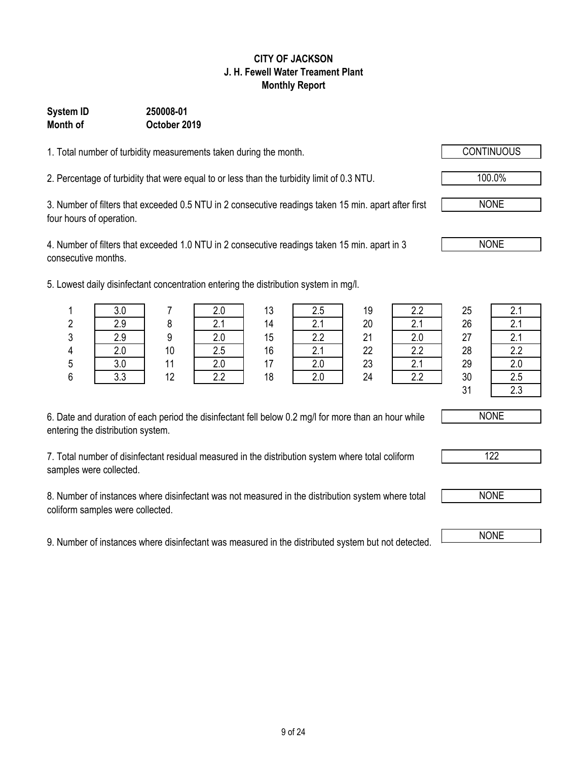**CITY OF JACKSON**
**J. H. Fewell Water Treament Plant**
**Monthly Report**

**System ID** **250008-01**
**Month of** **October 2019**

1. Total number of turbidity measurements taken during the month. **CONTINUOUS**

2. Percentage of turbidity that were equal to or less than the turbidity limit of 0.3 NTU. **100.0%**

3. Number of filters that exceeded 0.5 NTU in 2 consecutive readings taken 15 min. apart after first four hours of operation. **NONE**

4. Number of filters that exceeded 1.0 NTU in 2 consecutive readings taken 15 min. apart in 3 consecutive months. **NONE**

5. Lowest daily disinfectant concentration entering the distribution system in mg/l.

| Day | mg/l | Day | mg/l | Day | mg/l | Day | mg/l | Day | mg/l |
|---|---|---|---|---|---|---|---|---|---|
| 1 | 3.0 | 7 | 2.0 | 13 | 2.5 | 19 | 2.2 | 25 | 2.1 |
| 2 | 2.9 | 8 | 2.1 | 14 | 2.1 | 20 | 2.1 | 26 | 2.1 |
| 3 | 2.9 | 9 | 2.0 | 15 | 2.2 | 21 | 2.0 | 27 | 2.1 |
| 4 | 2.0 | 10 | 2.5 | 16 | 2.1 | 22 | 2.2 | 28 | 2.2 |
| 5 | 3.0 | 11 | 2.0 | 17 | 2.0 | 23 | 2.1 | 29 | 2.0 |
| 6 | 3.3 | 12 | 2.2 | 18 | 2.0 | 24 | 2.2 | 30 | 2.5 |
| | | | | | | | | 31 | 2.3 |

6. Date and duration of each period the disinfectant fell below 0.2 mg/l for more than an hour while entering the distribution system. **NONE**

7. Total number of disinfectant residual measured in the distribution system where total coliform samples were collected. **122**

8. Number of instances where disinfectant was not measured in the distribution system where total coliform samples were collected. **NONE**

9. Number of instances where disinfectant was measured in the distributed system but not detected. **NONE**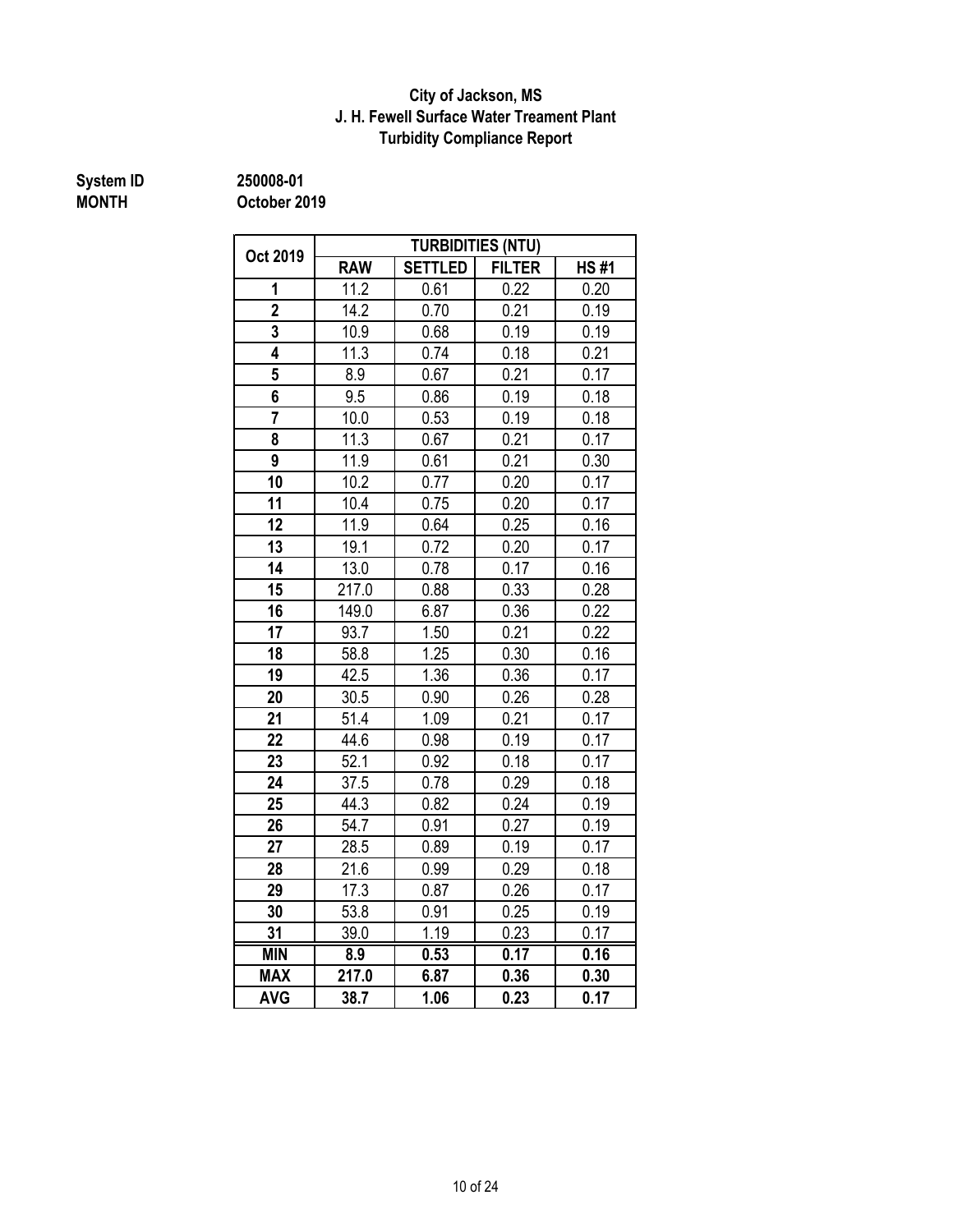**City of Jackson, MS**
**J. H. Fewell Surface Water Treament Plant**
**Turbidity Compliance Report**

**System ID** 250008-01
**MONTH** October 2019

| Oct 2019 | TURBIDITIES (NTU) | | | |
|---|---|---|---|---|
| | RAW | SETTLED | FILTER | HS #1 |
| 1 | 11.2 | 0.61 | 0.22 | 0.20 |
| 2 | 14.2 | 0.70 | 0.21 | 0.19 |
| 3 | 10.9 | 0.68 | 0.19 | 0.19 |
| 4 | 11.3 | 0.74 | 0.18 | 0.21 |
| 5 | 8.9 | 0.67 | 0.21 | 0.17 |
| 6 | 9.5 | 0.86 | 0.19 | 0.18 |
| 7 | 10.0 | 0.53 | 0.19 | 0.18 |
| 8 | 11.3 | 0.67 | 0.21 | 0.17 |
| 9 | 11.9 | 0.61 | 0.21 | 0.30 |
| 10 | 10.2 | 0.77 | 0.20 | 0.17 |
| 11 | 10.4 | 0.75 | 0.20 | 0.17 |
| 12 | 11.9 | 0.64 | 0.25 | 0.16 |
| 13 | 19.1 | 0.72 | 0.20 | 0.17 |
| 14 | 13.0 | 0.78 | 0.17 | 0.16 |
| 15 | 217.0 | 0.88 | 0.33 | 0.28 |
| 16 | 149.0 | 6.87 | 0.36 | 0.22 |
| 17 | 93.7 | 1.50 | 0.21 | 0.22 |
| 18 | 58.8 | 1.25 | 0.30 | 0.16 |
| 19 | 42.5 | 1.36 | 0.36 | 0.17 |
| 20 | 30.5 | 0.90 | 0.26 | 0.28 |
| 21 | 51.4 | 1.09 | 0.21 | 0.17 |
| 22 | 44.6 | 0.98 | 0.19 | 0.17 |
| 23 | 52.1 | 0.92 | 0.18 | 0.17 |
| 24 | 37.5 | 0.78 | 0.29 | 0.18 |
| 25 | 44.3 | 0.82 | 0.24 | 0.19 |
| 26 | 54.7 | 0.91 | 0.27 | 0.19 |
| 27 | 28.5 | 0.89 | 0.19 | 0.17 |
| 28 | 21.6 | 0.99 | 0.29 | 0.18 |
| 29 | 17.3 | 0.87 | 0.26 | 0.17 |
| 30 | 53.8 | 0.91 | 0.25 | 0.19 |
| 31 | 39.0 | 1.19 | 0.23 | 0.17 |
| **MIN** | **8.9** | **0.53** | **0.17** | **0.16** |
| **MAX** | **217.0** | **6.87** | **0.36** | **0.30** |
| **AVG** | **38.7** | **1.06** | **0.23** | **0.17** |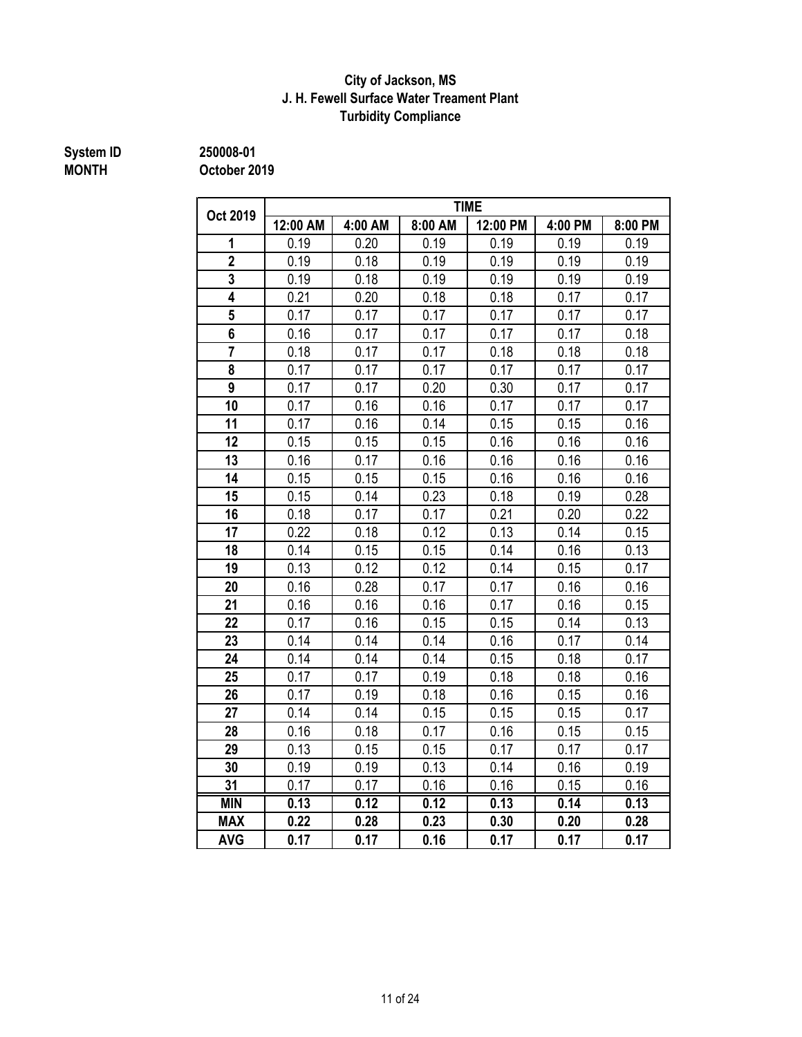**City of Jackson, MS**
**J. H. Fewell Surface Water Treament Plant**
**Turbidity Compliance**

**System ID** 250008-01
**MONTH** October 2019

| Oct 2019 | TIME | | | | | |
|---|---|---|---|---|---|---|
| | 12:00 AM | 4:00 AM | 8:00 AM | 12:00 PM | 4:00 PM | 8:00 PM |
| 1 | 0.19 | 0.20 | 0.19 | 0.19 | 0.19 | 0.19 |
| 2 | 0.19 | 0.18 | 0.19 | 0.19 | 0.19 | 0.19 |
| 3 | 0.19 | 0.18 | 0.19 | 0.19 | 0.19 | 0.19 |
| 4 | 0.21 | 0.20 | 0.18 | 0.18 | 0.17 | 0.17 |
| 5 | 0.17 | 0.17 | 0.17 | 0.17 | 0.17 | 0.17 |
| 6 | 0.16 | 0.17 | 0.17 | 0.17 | 0.17 | 0.18 |
| 7 | 0.18 | 0.17 | 0.17 | 0.18 | 0.18 | 0.18 |
| 8 | 0.17 | 0.17 | 0.17 | 0.17 | 0.17 | 0.17 |
| 9 | 0.17 | 0.17 | 0.20 | 0.30 | 0.17 | 0.17 |
| 10 | 0.17 | 0.16 | 0.16 | 0.17 | 0.17 | 0.17 |
| 11 | 0.17 | 0.16 | 0.14 | 0.15 | 0.15 | 0.16 |
| 12 | 0.15 | 0.15 | 0.15 | 0.16 | 0.16 | 0.16 |
| 13 | 0.16 | 0.17 | 0.16 | 0.16 | 0.16 | 0.16 |
| 14 | 0.15 | 0.15 | 0.15 | 0.16 | 0.16 | 0.16 |
| 15 | 0.15 | 0.14 | 0.23 | 0.18 | 0.19 | 0.28 |
| 16 | 0.18 | 0.17 | 0.17 | 0.21 | 0.20 | 0.22 |
| 17 | 0.22 | 0.18 | 0.12 | 0.13 | 0.14 | 0.15 |
| 18 | 0.14 | 0.15 | 0.15 | 0.14 | 0.16 | 0.13 |
| 19 | 0.13 | 0.12 | 0.12 | 0.14 | 0.15 | 0.17 |
| 20 | 0.16 | 0.28 | 0.17 | 0.17 | 0.16 | 0.16 |
| 21 | 0.16 | 0.16 | 0.16 | 0.17 | 0.16 | 0.15 |
| 22 | 0.17 | 0.16 | 0.15 | 0.15 | 0.14 | 0.13 |
| 23 | 0.14 | 0.14 | 0.14 | 0.16 | 0.17 | 0.14 |
| 24 | 0.14 | 0.14 | 0.14 | 0.15 | 0.18 | 0.17 |
| 25 | 0.17 | 0.17 | 0.19 | 0.18 | 0.18 | 0.16 |
| 26 | 0.17 | 0.19 | 0.18 | 0.16 | 0.15 | 0.16 |
| 27 | 0.14 | 0.14 | 0.15 | 0.15 | 0.15 | 0.17 |
| 28 | 0.16 | 0.18 | 0.17 | 0.16 | 0.15 | 0.15 |
| 29 | 0.13 | 0.15 | 0.15 | 0.17 | 0.17 | 0.17 |
| 30 | 0.19 | 0.19 | 0.13 | 0.14 | 0.16 | 0.19 |
| 31 | 0.17 | 0.17 | 0.16 | 0.16 | 0.15 | 0.16 |
| **MIN** | **0.13** | **0.12** | **0.12** | **0.13** | **0.14** | **0.13** |
| **MAX** | **0.22** | **0.28** | **0.23** | **0.30** | **0.20** | **0.28** |
| **AVG** | **0.17** | **0.17** | **0.16** | **0.17** | **0.17** | **0.17** |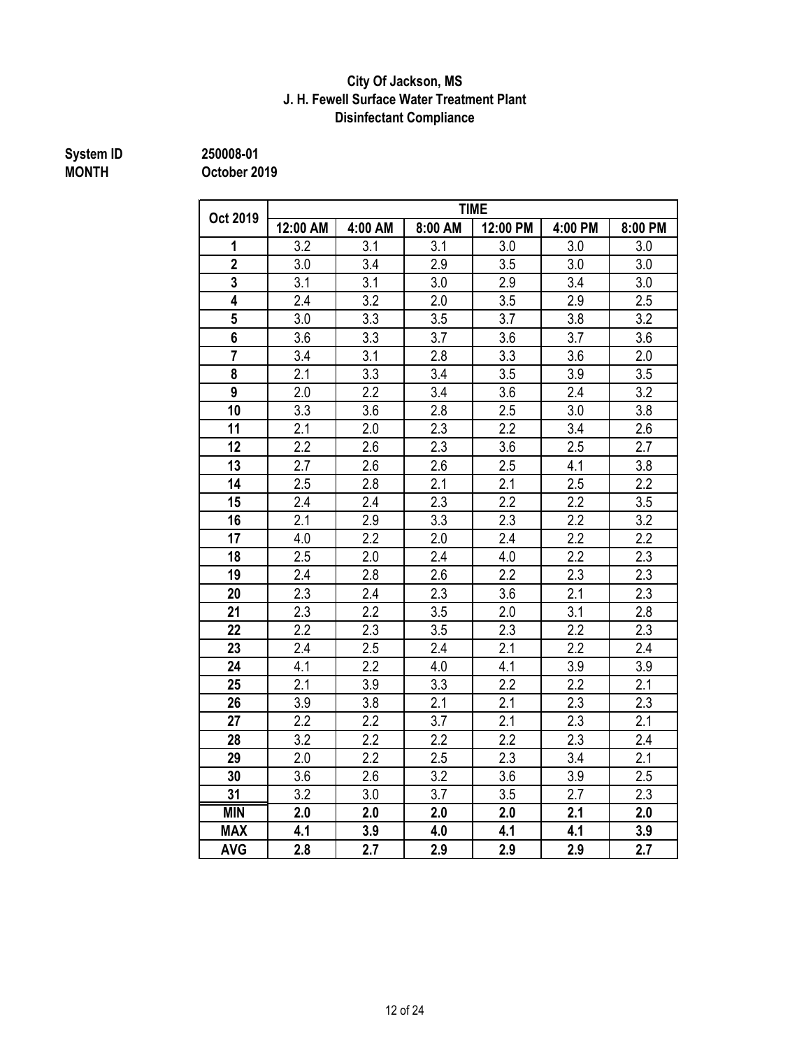**City Of Jackson, MS**
**J. H. Fewell Surface Water Treatment Plant**
**Disinfectant Compliance**

**System ID** 250008-01
**MONTH** October 2019

| Oct 2019 | TIME | | | | | |
|---|---|---|---|---|---|---|
| | 12:00 AM | 4:00 AM | 8:00 AM | 12:00 PM | 4:00 PM | 8:00 PM |
| **1** | 3.2 | 3.1 | 3.1 | 3.0 | 3.0 | 3.0 |
| **2** | 3.0 | 3.4 | 2.9 | 3.5 | 3.0 | 3.0 |
| **3** | 3.1 | 3.1 | 3.0 | 2.9 | 3.4 | 3.0 |
| **4** | 2.4 | 3.2 | 2.0 | 3.5 | 2.9 | 2.5 |
| **5** | 3.0 | 3.3 | 3.5 | 3.7 | 3.8 | 3.2 |
| **6** | 3.6 | 3.3 | 3.7 | 3.6 | 3.7 | 3.6 |
| **7** | 3.4 | 3.1 | 2.8 | 3.3 | 3.6 | 2.0 |
| **8** | 2.1 | 3.3 | 3.4 | 3.5 | 3.9 | 3.5 |
| **9** | 2.0 | 2.2 | 3.4 | 3.6 | 2.4 | 3.2 |
| **10** | 3.3 | 3.6 | 2.8 | 2.5 | 3.0 | 3.8 |
| **11** | 2.1 | 2.0 | 2.3 | 2.2 | 3.4 | 2.6 |
| **12** | 2.2 | 2.6 | 2.3 | 3.6 | 2.5 | 2.7 |
| **13** | 2.7 | 2.6 | 2.6 | 2.5 | 4.1 | 3.8 |
| **14** | 2.5 | 2.8 | 2.1 | 2.1 | 2.5 | 2.2 |
| **15** | 2.4 | 2.4 | 2.3 | 2.2 | 2.2 | 3.5 |
| **16** | 2.1 | 2.9 | 3.3 | 2.3 | 2.2 | 3.2 |
| **17** | 4.0 | 2.2 | 2.0 | 2.4 | 2.2 | 2.2 |
| **18** | 2.5 | 2.0 | 2.4 | 4.0 | 2.2 | 2.3 |
| **19** | 2.4 | 2.8 | 2.6 | 2.2 | 2.3 | 2.3 |
| **20** | 2.3 | 2.4 | 2.3 | 3.6 | 2.1 | 2.3 |
| **21** | 2.3 | 2.2 | 3.5 | 2.0 | 3.1 | 2.8 |
| **22** | 2.2 | 2.3 | 3.5 | 2.3 | 2.2 | 2.3 |
| **23** | 2.4 | 2.5 | 2.4 | 2.1 | 2.2 | 2.4 |
| **24** | 4.1 | 2.2 | 4.0 | 4.1 | 3.9 | 3.9 |
| **25** | 2.1 | 3.9 | 3.3 | 2.2 | 2.2 | 2.1 |
| **26** | 3.9 | 3.8 | 2.1 | 2.1 | 2.3 | 2.3 |
| **27** | 2.2 | 2.2 | 3.7 | 2.1 | 2.3 | 2.1 |
| **28** | 3.2 | 2.2 | 2.2 | 2.2 | 2.3 | 2.4 |
| **29** | 2.0 | 2.2 | 2.5 | 2.3 | 3.4 | 2.1 |
| **30** | 3.6 | 2.6 | 3.2 | 3.6 | 3.9 | 2.5 |
| **31** | 3.2 | 3.0 | 3.7 | 3.5 | 2.7 | 2.3 |
| **MIN** | **2.0** | **2.0** | **2.0** | **2.0** | **2.1** | **2.0** |
| **MAX** | **4.1** | **3.9** | **4.0** | **4.1** | **4.1** | **3.9** |
| **AVG** | **2.8** | **2.7** | **2.9** | **2.9** | **2.9** | **2.7** |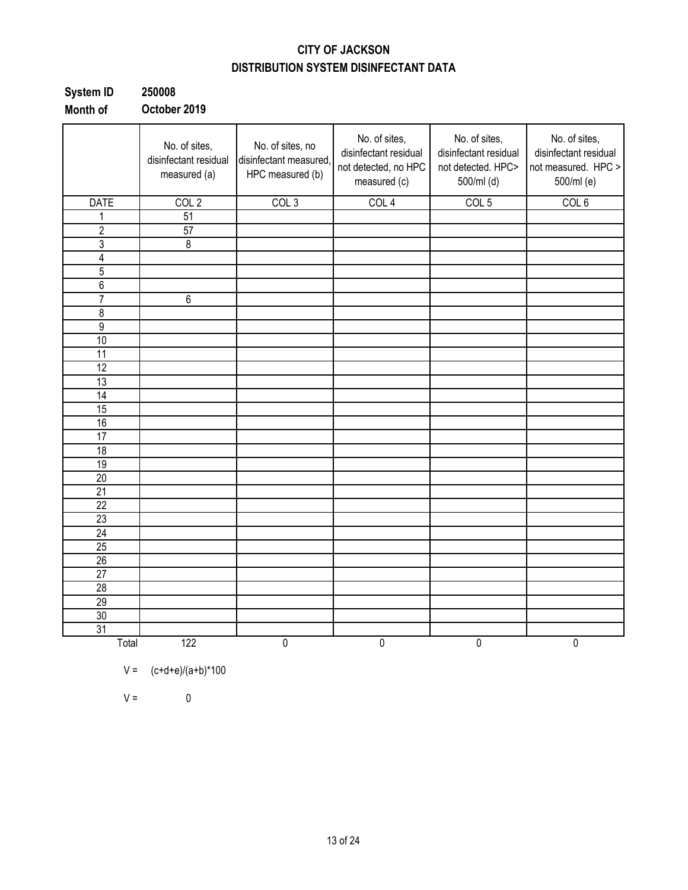# CITY OF JACKSON
## DISTRIBUTION SYSTEM DISINFECTANT DATA

**System ID** **250008**
**Month of** **October 2019**

| | No. of sites, disinfectant residual measured (a) | No. of sites, no disinfectant measured, HPC measured (b) | No. of sites, disinfectant residual not detected, no HPC measured (c) | No. of sites, disinfectant residual not detected. HPC> 500/ml (d) | No. of sites, disinfectant residual not measured. HPC > 500/ml (e) |
|---|---|---|---|---|---|
| DATE | COL 2 | COL 3 | COL 4 | COL 5 | COL 6 |
| 1 | 51 | | | | |
| 2 | 57 | | | | |
| 3 | 8 | | | | |
| 4 | | | | | |
| 5 | | | | | |
| 6 | | | | | |
| 7 | 6 | | | | |
| 8 | | | | | |
| 9 | | | | | |
| 10 | | | | | |
| 11 | | | | | |
| 12 | | | | | |
| 13 | | | | | |
| 14 | | | | | |
| 15 | | | | | |
| 16 | | | | | |
| 17 | | | | | |
| 18 | | | | | |
| 19 | | | | | |
| 20 | | | | | |
| 21 | | | | | |
| 22 | | | | | |
| 23 | | | | | |
| 24 | | | | | |
| 25 | | | | | |
| 26 | | | | | |
| 27 | | | | | |
| 28 | | | | | |
| 29 | | | | | |
| 30 | | | | | |
| 31 | | | | | |
| Total | 122 | 0 | 0 | 0 | 0 |

V = (c+d+e)/(a+b)*100

V = 0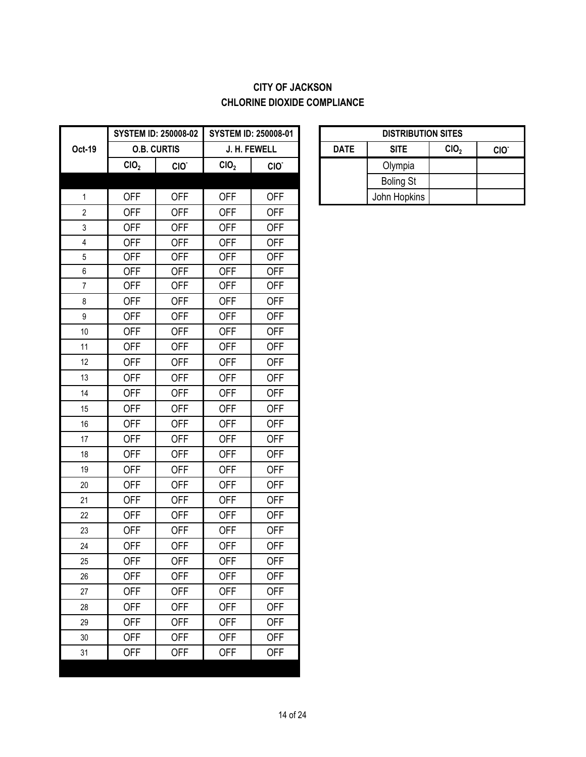**CITY OF JACKSON**
**CHLORINE DIOXIDE COMPLIANCE**

| Oct-19 | SYSTEM ID: 250008-02 | | SYSTEM ID: 250008-01 | |
|---|---|---|---|---|
| | O.B. CURTIS | | J. H. FEWELL | |
| | $ClO_2$ | $ClO^-$ | $ClO_2$ | $ClO^-$ |
| | | | | |
| 1 | OFF | OFF | OFF | OFF |
| 2 | OFF | OFF | OFF | OFF |
| 3 | OFF | OFF | OFF | OFF |
| 4 | OFF | OFF | OFF | OFF |
| 5 | OFF | OFF | OFF | OFF |
| 6 | OFF | OFF | OFF | OFF |
| 7 | OFF | OFF | OFF | OFF |
| 8 | OFF | OFF | OFF | OFF |
| 9 | OFF | OFF | OFF | OFF |
| 10 | OFF | OFF | OFF | OFF |
| 11 | OFF | OFF | OFF | OFF |
| 12 | OFF | OFF | OFF | OFF |
| 13 | OFF | OFF | OFF | OFF |
| 14 | OFF | OFF | OFF | OFF |
| 15 | OFF | OFF | OFF | OFF |
| 16 | OFF | OFF | OFF | OFF |
| 17 | OFF | OFF | OFF | OFF |
| 18 | OFF | OFF | OFF | OFF |
| 19 | OFF | OFF | OFF | OFF |
| 20 | OFF | OFF | OFF | OFF |
| 21 | OFF | OFF | OFF | OFF |
| 22 | OFF | OFF | OFF | OFF |
| 23 | OFF | OFF | OFF | OFF |
| 24 | OFF | OFF | OFF | OFF |
| 25 | OFF | OFF | OFF | OFF |
| 26 | OFF | OFF | OFF | OFF |
| 27 | OFF | OFF | OFF | OFF |
| 28 | OFF | OFF | OFF | OFF |
| 29 | OFF | OFF | OFF | OFF |
| 30 | OFF | OFF | OFF | OFF |
| 31 | OFF | OFF | OFF | OFF |

| DISTRIBUTION SITES | | | |
|---|---|---|---|
| DATE | SITE | $ClO_2$ | $ClO^-$ |
| | Olympia | | |
| | Boling St | | |
| | John Hopkins | | |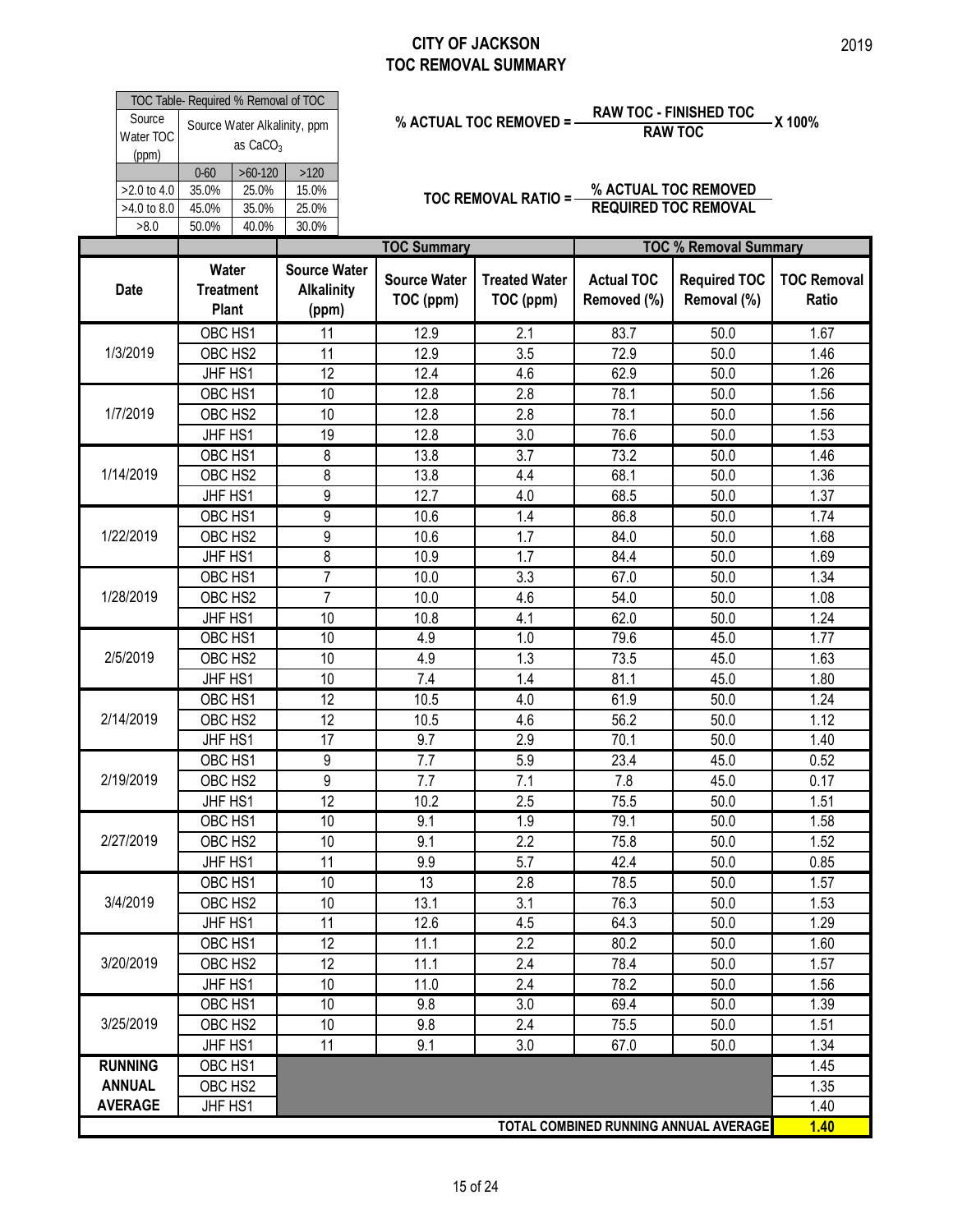# CITY OF JACKSON
## TOC REMOVAL SUMMARY

2019

| TOC Table- Required % Removal of TOC | | | |
|---|---|---|---|
| Source Water TOC (ppm) | Source Water Alkalinity, ppm as $CaCO_3$ | | |
| | 0-60 | >60-120 | >120 |
| >2.0 to 4.0 | 35.0% | 25.0% | 15.0% |
| >4.0 to 8.0 | 45.0% | 35.0% | 25.0% |
| >8.0 | 50.0% | 40.0% | 30.0% |

$$\text{\% ACTUAL TOC REMOVED} = \frac{\text{RAW TOC - FINISHED TOC}}{\text{RAW TOC}} \times 100\%$$

$$\text{TOC REMOVAL RATIO} = \frac{\text{\% ACTUAL TOC REMOVED}}{\text{REQUIRED TOC REMOVAL}}$$

| | | | TOC Summary | | TOC % Removal Summary | | |
|---|---|---|---|---|---|---|---|
| Date | Water Treatment Plant | Source Water Alkalinity (ppm) | Source Water TOC (ppm) | Treated Water TOC (ppm) | Actual TOC Removed (%) | Required TOC Removal (%) | TOC Removal Ratio |
| 1/3/2019 | OBC HS1 | 11 | 12.9 | 2.1 | 83.7 | 50.0 | 1.67 |
| | OBC HS2 | 11 | 12.9 | 3.5 | 72.9 | 50.0 | 1.46 |
| | JHF HS1 | 12 | 12.4 | 4.6 | 62.9 | 50.0 | 1.26 |
| 1/7/2019 | OBC HS1 | 10 | 12.8 | 2.8 | 78.1 | 50.0 | 1.56 |
| | OBC HS2 | 10 | 12.8 | 2.8 | 78.1 | 50.0 | 1.56 |
| | JHF HS1 | 19 | 12.8 | 3.0 | 76.6 | 50.0 | 1.53 |
| 1/14/2019 | OBC HS1 | 8 | 13.8 | 3.7 | 73.2 | 50.0 | 1.46 |
| | OBC HS2 | 8 | 13.8 | 4.4 | 68.1 | 50.0 | 1.36 |
| | JHF HS1 | 9 | 12.7 | 4.0 | 68.5 | 50.0 | 1.37 |
| 1/22/2019 | OBC HS1 | 9 | 10.6 | 1.4 | 86.8 | 50.0 | 1.74 |
| | OBC HS2 | 9 | 10.6 | 1.7 | 84.0 | 50.0 | 1.68 |
| | JHF HS1 | 8 | 10.9 | 1.7 | 84.4 | 50.0 | 1.69 |
| 1/28/2019 | OBC HS1 | 7 | 10.0 | 3.3 | 67.0 | 50.0 | 1.34 |
| | OBC HS2 | 7 | 10.0 | 4.6 | 54.0 | 50.0 | 1.08 |
| | JHF HS1 | 10 | 10.8 | 4.1 | 62.0 | 50.0 | 1.24 |
| 2/5/2019 | OBC HS1 | 10 | 4.9 | 1.0 | 79.6 | 45.0 | 1.77 |
| | OBC HS2 | 10 | 4.9 | 1.3 | 73.5 | 45.0 | 1.63 |
| | JHF HS1 | 10 | 7.4 | 1.4 | 81.1 | 45.0 | 1.80 |
| 2/14/2019 | OBC HS1 | 12 | 10.5 | 4.0 | 61.9 | 50.0 | 1.24 |
| | OBC HS2 | 12 | 10.5 | 4.6 | 56.2 | 50.0 | 1.12 |
| | JHF HS1 | 17 | 9.7 | 2.9 | 70.1 | 50.0 | 1.40 |
| 2/19/2019 | OBC HS1 | 9 | 7.7 | 5.9 | 23.4 | 45.0 | 0.52 |
| | OBC HS2 | 9 | 7.7 | 7.1 | 7.8 | 45.0 | 0.17 |
| | JHF HS1 | 12 | 10.2 | 2.5 | 75.5 | 50.0 | 1.51 |
| 2/27/2019 | OBC HS1 | 10 | 9.1 | 1.9 | 79.1 | 50.0 | 1.58 |
| | OBC HS2 | 10 | 9.1 | 2.2 | 75.8 | 50.0 | 1.52 |
| | JHF HS1 | 11 | 9.9 | 5.7 | 42.4 | 50.0 | 0.85 |
| 3/4/2019 | OBC HS1 | 10 | 13 | 2.8 | 78.5 | 50.0 | 1.57 |
| | OBC HS2 | 10 | 13.1 | 3.1 | 76.3 | 50.0 | 1.53 |
| | JHF HS1 | 11 | 12.6 | 4.5 | 64.3 | 50.0 | 1.29 |
| 3/20/2019 | OBC HS1 | 12 | 11.1 | 2.2 | 80.2 | 50.0 | 1.60 |
| | OBC HS2 | 12 | 11.1 | 2.4 | 78.4 | 50.0 | 1.57 |
| | JHF HS1 | 10 | 11.0 | 2.4 | 78.2 | 50.0 | 1.56 |
| 3/25/2019 | OBC HS1 | 10 | 9.8 | 3.0 | 69.4 | 50.0 | 1.39 |
| | OBC HS2 | 10 | 9.8 | 2.4 | 75.5 | 50.0 | 1.51 |
| | JHF HS1 | 11 | 9.1 | 3.0 | 67.0 | 50.0 | 1.34 |
| RUNNING ANNUAL AVERAGE | OBC HS1 | | | | | | 1.45 |
| | OBC HS2 | | | | | | 1.35 |
| | JHF HS1 | | | | | | 1.40 |
| TOTAL COMBINED RUNNING ANNUAL AVERAGE | | | | | | | **1.40** |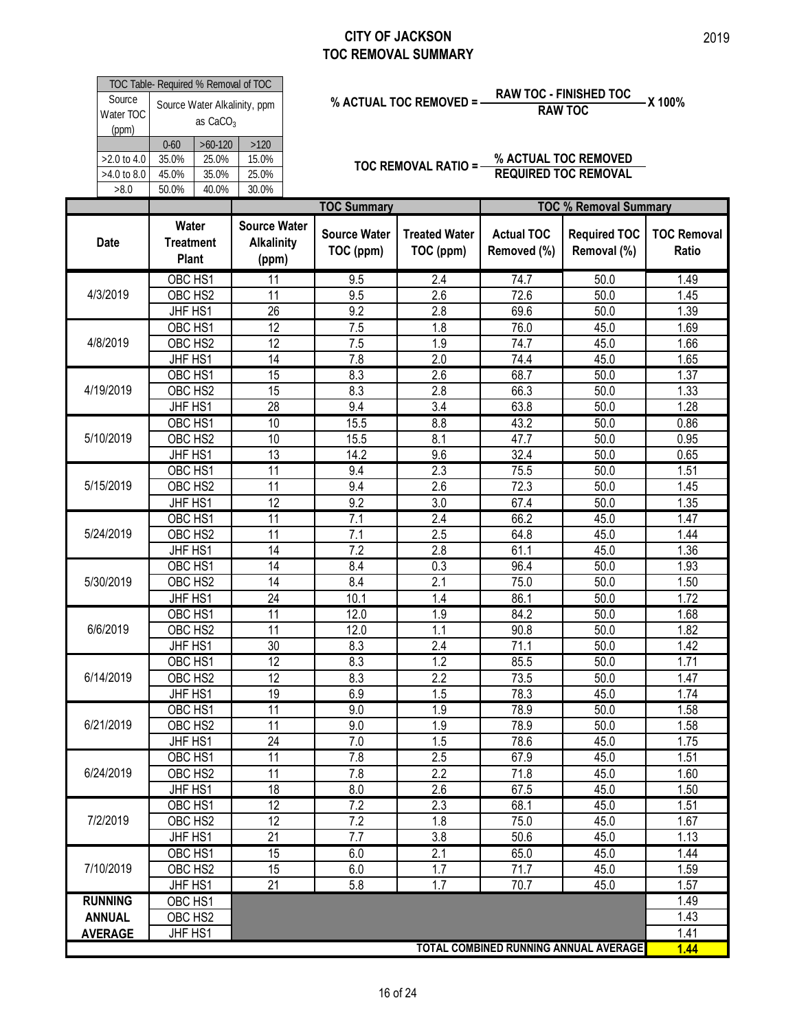# CITY OF JACKSON
## TOC REMOVAL SUMMARY

2019

| TOC Table- Required % Removal of TOC | | | |
|---|---|---|---|
| Source Water TOC (ppm) | Source Water Alkalinity, ppm as $CaCO_3$ | | |
| | 0-60 | >60-120 | >120 |
| >2.0 to 4.0 | 35.0% | 25.0% | 15.0% |
| >4.0 to 8.0 | 45.0% | 35.0% | 25.0% |
| >8.0 | 50.0% | 40.0% | 30.0% |

$$\text{\% ACTUAL TOC REMOVED} = \frac{\text{RAW TOC} - \text{FINISHED TOC}}{\text{RAW TOC}} \times 100\%$$

$$\text{TOC REMOVAL RATIO} = \frac{\text{\% ACTUAL TOC REMOVED}}{\text{REQUIRED TOC REMOVAL}}$$

| | | | TOC Summary | | TOC % Removal Summary | | |
|---|---|---|---|---|---|---|---|
| Date | Water Treatment Plant | Source Water Alkalinity (ppm) | Source Water TOC (ppm) | Treated Water TOC (ppm) | Actual TOC Removed (%) | Required TOC Removal (%) | TOC Removal Ratio |
| 4/3/2019 | OBC HS1 | 11 | 9.5 | 2.4 | 74.7 | 50.0 | 1.49 |
| | OBC HS2 | 11 | 9.5 | 2.6 | 72.6 | 50.0 | 1.45 |
| | JHF HS1 | 26 | 9.2 | 2.8 | 69.6 | 50.0 | 1.39 |
| 4/8/2019 | OBC HS1 | 12 | 7.5 | 1.8 | 76.0 | 45.0 | 1.69 |
| | OBC HS2 | 12 | 7.5 | 1.9 | 74.7 | 45.0 | 1.66 |
| | JHF HS1 | 14 | 7.8 | 2.0 | 74.4 | 45.0 | 1.65 |
| 4/19/2019 | OBC HS1 | 15 | 8.3 | 2.6 | 68.7 | 50.0 | 1.37 |
| | OBC HS2 | 15 | 8.3 | 2.8 | 66.3 | 50.0 | 1.33 |
| | JHF HS1 | 28 | 9.4 | 3.4 | 63.8 | 50.0 | 1.28 |
| 5/10/2019 | OBC HS1 | 10 | 15.5 | 8.8 | 43.2 | 50.0 | 0.86 |
| | OBC HS2 | 10 | 15.5 | 8.1 | 47.7 | 50.0 | 0.95 |
| | JHF HS1 | 13 | 14.2 | 9.6 | 32.4 | 50.0 | 0.65 |
| 5/15/2019 | OBC HS1 | 11 | 9.4 | 2.3 | 75.5 | 50.0 | 1.51 |
| | OBC HS2 | 11 | 9.4 | 2.6 | 72.3 | 50.0 | 1.45 |
| | JHF HS1 | 12 | 9.2 | 3.0 | 67.4 | 50.0 | 1.35 |
| 5/24/2019 | OBC HS1 | 11 | 7.1 | 2.4 | 66.2 | 45.0 | 1.47 |
| | OBC HS2 | 11 | 7.1 | 2.5 | 64.8 | 45.0 | 1.44 |
| | JHF HS1 | 14 | 7.2 | 2.8 | 61.1 | 45.0 | 1.36 |
| 5/30/2019 | OBC HS1 | 14 | 8.4 | 0.3 | 96.4 | 50.0 | 1.93 |
| | OBC HS2 | 14 | 8.4 | 2.1 | 75.0 | 50.0 | 1.50 |
| | JHF HS1 | 24 | 10.1 | 1.4 | 86.1 | 50.0 | 1.72 |
| 6/6/2019 | OBC HS1 | 11 | 12.0 | 1.9 | 84.2 | 50.0 | 1.68 |
| | OBC HS2 | 11 | 12.0 | 1.1 | 90.8 | 50.0 | 1.82 |
| | JHF HS1 | 30 | 8.3 | 2.4 | 71.1 | 50.0 | 1.42 |
| 6/14/2019 | OBC HS1 | 12 | 8.3 | 1.2 | 85.5 | 50.0 | 1.71 |
| | OBC HS2 | 12 | 8.3 | 2.2 | 73.5 | 50.0 | 1.47 |
| | JHF HS1 | 19 | 6.9 | 1.5 | 78.3 | 45.0 | 1.74 |
| 6/21/2019 | OBC HS1 | 11 | 9.0 | 1.9 | 78.9 | 50.0 | 1.58 |
| | OBC HS2 | 11 | 9.0 | 1.9 | 78.9 | 50.0 | 1.58 |
| | JHF HS1 | 24 | 7.0 | 1.5 | 78.6 | 45.0 | 1.75 |
| 6/24/2019 | OBC HS1 | 11 | 7.8 | 2.5 | 67.9 | 45.0 | 1.51 |
| | OBC HS2 | 11 | 7.8 | 2.2 | 71.8 | 45.0 | 1.60 |
| | JHF HS1 | 18 | 8.0 | 2.6 | 67.5 | 45.0 | 1.50 |
| 7/2/2019 | OBC HS1 | 12 | 7.2 | 2.3 | 68.1 | 45.0 | 1.51 |
| | OBC HS2 | 12 | 7.2 | 1.8 | 75.0 | 45.0 | 1.67 |
| | JHF HS1 | 21 | 7.7 | 3.8 | 50.6 | 45.0 | 1.13 |
| 7/10/2019 | OBC HS1 | 15 | 6.0 | 2.1 | 65.0 | 45.0 | 1.44 |
| | OBC HS2 | 15 | 6.0 | 1.7 | 71.7 | 45.0 | 1.59 |
| | JHF HS1 | 21 | 5.8 | 1.7 | 70.7 | 45.0 | 1.57 |
| RUNNING ANNUAL AVERAGE | OBC HS1 | | | | | | 1.49 |
| | OBC HS2 | | | | | | 1.43 |
| | JHF HS1 | | | | | | 1.41 |
| TOTAL COMBINED RUNNING ANNUAL AVERAGE | | | | | | | **1.44** |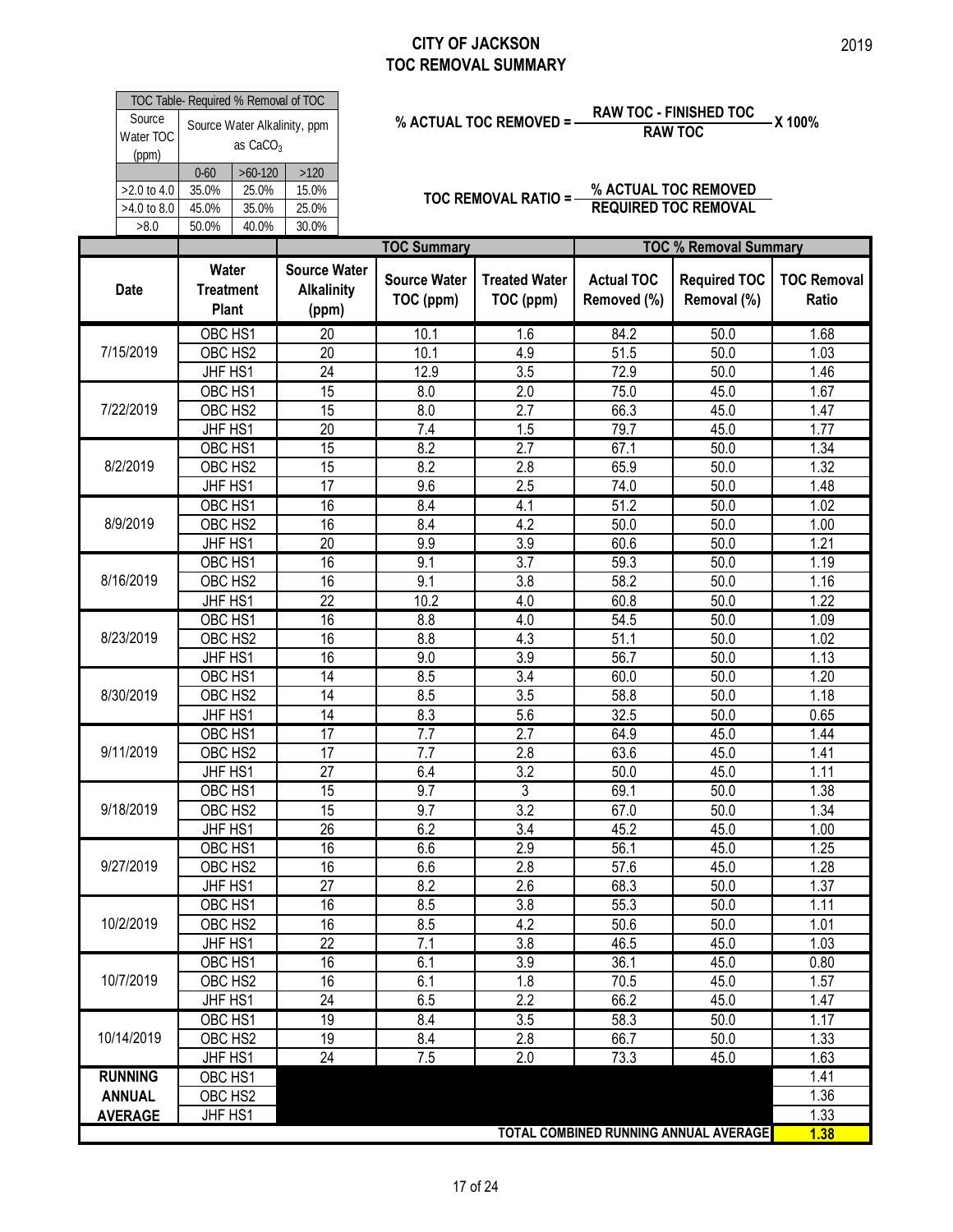# CITY OF JACKSON
## TOC REMOVAL SUMMARY

2019

| TOC Table- Required % Removal of TOC | | | |
|---|---|---|---|
| Source Water TOC (ppm) | Source Water Alkalinity, ppm as $CaCO_3$ | | |
| | 0-60 | >60-120 | >120 |
| >2.0 to 4.0 | 35.0% | 25.0% | 15.0% |
| >4.0 to 8.0 | 45.0% | 35.0% | 25.0% |
| >8.0 | 50.0% | 40.0% | 30.0% |

$$\text{\% ACTUAL TOC REMOVED} = \frac{\text{RAW TOC - FINISHED TOC}}{\text{RAW TOC}} \times 100\%$$

$$\text{TOC REMOVAL RATIO} = \frac{\text{\% ACTUAL TOC REMOVED}}{\text{REQUIRED TOC REMOVAL}}$$

| | | | TOC Summary | | TOC % Removal Summary | | |
|---|---|---|---|---|---|---|---|
| Date | Water Treatment Plant | Source Water Alkalinity (ppm) | Source Water TOC (ppm) | Treated Water TOC (ppm) | Actual TOC Removed (%) | Required TOC Removal (%) | TOC Removal Ratio |
| 7/15/2019 | OBC HS1 | 20 | 10.1 | 1.6 | 84.2 | 50.0 | 1.68 |
| | OBC HS2 | 20 | 10.1 | 4.9 | 51.5 | 50.0 | 1.03 |
| | JHF HS1 | 24 | 12.9 | 3.5 | 72.9 | 50.0 | 1.46 |
| 7/22/2019 | OBC HS1 | 15 | 8.0 | 2.0 | 75.0 | 45.0 | 1.67 |
| | OBC HS2 | 15 | 8.0 | 2.7 | 66.3 | 45.0 | 1.47 |
| | JHF HS1 | 20 | 7.4 | 1.5 | 79.7 | 45.0 | 1.77 |
| 8/2/2019 | OBC HS1 | 15 | 8.2 | 2.7 | 67.1 | 50.0 | 1.34 |
| | OBC HS2 | 15 | 8.2 | 2.8 | 65.9 | 50.0 | 1.32 |
| | JHF HS1 | 17 | 9.6 | 2.5 | 74.0 | 50.0 | 1.48 |
| 8/9/2019 | OBC HS1 | 16 | 8.4 | 4.1 | 51.2 | 50.0 | 1.02 |
| | OBC HS2 | 16 | 8.4 | 4.2 | 50.0 | 50.0 | 1.00 |
| | JHF HS1 | 20 | 9.9 | 3.9 | 60.6 | 50.0 | 1.21 |
| 8/16/2019 | OBC HS1 | 16 | 9.1 | 3.7 | 59.3 | 50.0 | 1.19 |
| | OBC HS2 | 16 | 9.1 | 3.8 | 58.2 | 50.0 | 1.16 |
| | JHF HS1 | 22 | 10.2 | 4.0 | 60.8 | 50.0 | 1.22 |
| 8/23/2019 | OBC HS1 | 16 | 8.8 | 4.0 | 54.5 | 50.0 | 1.09 |
| | OBC HS2 | 16 | 8.8 | 4.3 | 51.1 | 50.0 | 1.02 |
| | JHF HS1 | 16 | 9.0 | 3.9 | 56.7 | 50.0 | 1.13 |
| 8/30/2019 | OBC HS1 | 14 | 8.5 | 3.4 | 60.0 | 50.0 | 1.20 |
| | OBC HS2 | 14 | 8.5 | 3.5 | 58.8 | 50.0 | 1.18 |
| | JHF HS1 | 14 | 8.3 | 5.6 | 32.5 | 50.0 | 0.65 |
| 9/11/2019 | OBC HS1 | 17 | 7.7 | 2.7 | 64.9 | 45.0 | 1.44 |
| | OBC HS2 | 17 | 7.7 | 2.8 | 63.6 | 45.0 | 1.41 |
| | JHF HS1 | 27 | 6.4 | 3.2 | 50.0 | 45.0 | 1.11 |
| 9/18/2019 | OBC HS1 | 15 | 9.7 | 3 | 69.1 | 50.0 | 1.38 |
| | OBC HS2 | 15 | 9.7 | 3.2 | 67.0 | 50.0 | 1.34 |
| | JHF HS1 | 26 | 6.2 | 3.4 | 45.2 | 45.0 | 1.00 |
| 9/27/2019 | OBC HS1 | 16 | 6.6 | 2.9 | 56.1 | 45.0 | 1.25 |
| | OBC HS2 | 16 | 6.6 | 2.8 | 57.6 | 45.0 | 1.28 |
| | JHF HS1 | 27 | 8.2 | 2.6 | 68.3 | 50.0 | 1.37 |
| 10/2/2019 | OBC HS1 | 16 | 8.5 | 3.8 | 55.3 | 50.0 | 1.11 |
| | OBC HS2 | 16 | 8.5 | 4.2 | 50.6 | 50.0 | 1.01 |
| | JHF HS1 | 22 | 7.1 | 3.8 | 46.5 | 45.0 | 1.03 |
| 10/7/2019 | OBC HS1 | 16 | 6.1 | 3.9 | 36.1 | 45.0 | 0.80 |
| | OBC HS2 | 16 | 6.1 | 1.8 | 70.5 | 45.0 | 1.57 |
| | JHF HS1 | 24 | 6.5 | 2.2 | 66.2 | 45.0 | 1.47 |
| 10/14/2019 | OBC HS1 | 19 | 8.4 | 3.5 | 58.3 | 50.0 | 1.17 |
| | OBC HS2 | 19 | 8.4 | 2.8 | 66.7 | 50.0 | 1.33 |
| | JHF HS1 | 24 | 7.5 | 2.0 | 73.3 | 45.0 | 1.63 |
| RUNNING ANNUAL AVERAGE | OBC HS1 | | | | | | 1.41 |
| | OBC HS2 | | | | | | 1.36 |
| | JHF HS1 | | | | | | 1.33 |
| TOTAL COMBINED RUNNING ANNUAL AVERAGE | | | | | | | **1.38** |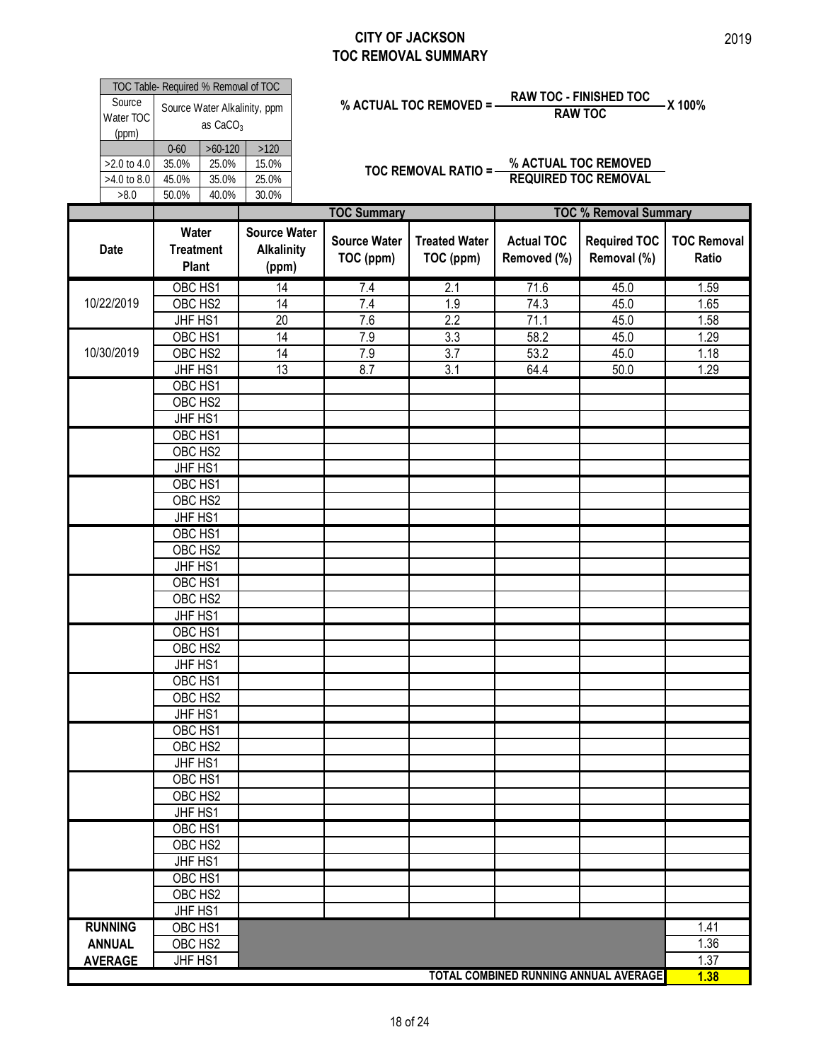# CITY OF JACKSON
## TOC REMOVAL SUMMARY

2019

| TOC Table- Required % Removal of TOC | | | |
|---|---|---|---|
| Source Water TOC (ppm) | Source Water Alkalinity, ppm as $CaCO_3$ | | |
| | 0-60 | >60-120 | >120 |
| >2.0 to 4.0 | 35.0% | 25.0% | 15.0% |
| >4.0 to 8.0 | 45.0% | 35.0% | 25.0% |
| >8.0 | 50.0% | 40.0% | 30.0% |

$$\% \text{ ACTUAL TOC REMOVED} = \frac{\text{RAW TOC - FINISHED TOC}}{\text{RAW TOC}} \times 100\%$$

$$\text{TOC REMOVAL RATIO} = \frac{\% \text{ ACTUAL TOC REMOVED}}{\text{REQUIRED TOC REMOVAL}}$$

| | | | TOC Summary | | TOC % Removal Summary | | |
|---|---|---|---|---|---|---|---|
| Date | Water Treatment Plant | Source Water Alkalinity (ppm) | Source Water TOC (ppm) | Treated Water TOC (ppm) | Actual TOC Removed (%) | Required TOC Removal (%) | TOC Removal Ratio |
| 10/22/2019 | OBC HS1 | 14 | 7.4 | 2.1 | 71.6 | 45.0 | 1.59 |
| | OBC HS2 | 14 | 7.4 | 1.9 | 74.3 | 45.0 | 1.65 |
| | JHF HS1 | 20 | 7.6 | 2.2 | 71.1 | 45.0 | 1.58 |
| 10/30/2019 | OBC HS1 | 14 | 7.9 | 3.3 | 58.2 | 45.0 | 1.29 |
| | OBC HS2 | 14 | 7.9 | 3.7 | 53.2 | 45.0 | 1.18 |
| | JHF HS1 | 13 | 8.7 | 3.1 | 64.4 | 50.0 | 1.29 |
| | OBC HS1 | | | | | | |
| | OBC HS2 | | | | | | |
| | JHF HS1 | | | | | | |
| | OBC HS1 | | | | | | |
| | OBC HS2 | | | | | | |
| | JHF HS1 | | | | | | |
| | OBC HS1 | | | | | | |
| | OBC HS2 | | | | | | |
| | JHF HS1 | | | | | | |
| | OBC HS1 | | | | | | |
| | OBC HS2 | | | | | | |
| | JHF HS1 | | | | | | |
| | OBC HS1 | | | | | | |
| | OBC HS2 | | | | | | |
| | JHF HS1 | | | | | | |
| | OBC HS1 | | | | | | |
| | OBC HS2 | | | | | | |
| | JHF HS1 | | | | | | |
| | OBC HS1 | | | | | | |
| | OBC HS2 | | | | | | |
| | JHF HS1 | | | | | | |
| | OBC HS1 | | | | | | |
| | OBC HS2 | | | | | | |
| | JHF HS1 | | | | | | |
| | OBC HS1 | | | | | | |
| | OBC HS2 | | | | | | |
| | JHF HS1 | | | | | | |
| | OBC HS1 | | | | | | |
| | OBC HS2 | | | | | | |
| | JHF HS1 | | | | | | |
| | OBC HS1 | | | | | | |
| | OBC HS2 | | | | | | |
| | JHF HS1 | | | | | | |
| RUNNING ANNUAL AVERAGE | OBC HS1 | | | | | | 1.41 |
| | OBC HS2 | | | | | | 1.36 |
| | JHF HS1 | | | | | | 1.37 |
| TOTAL COMBINED RUNNING ANNUAL AVERAGE | | | | | | | **1.38** |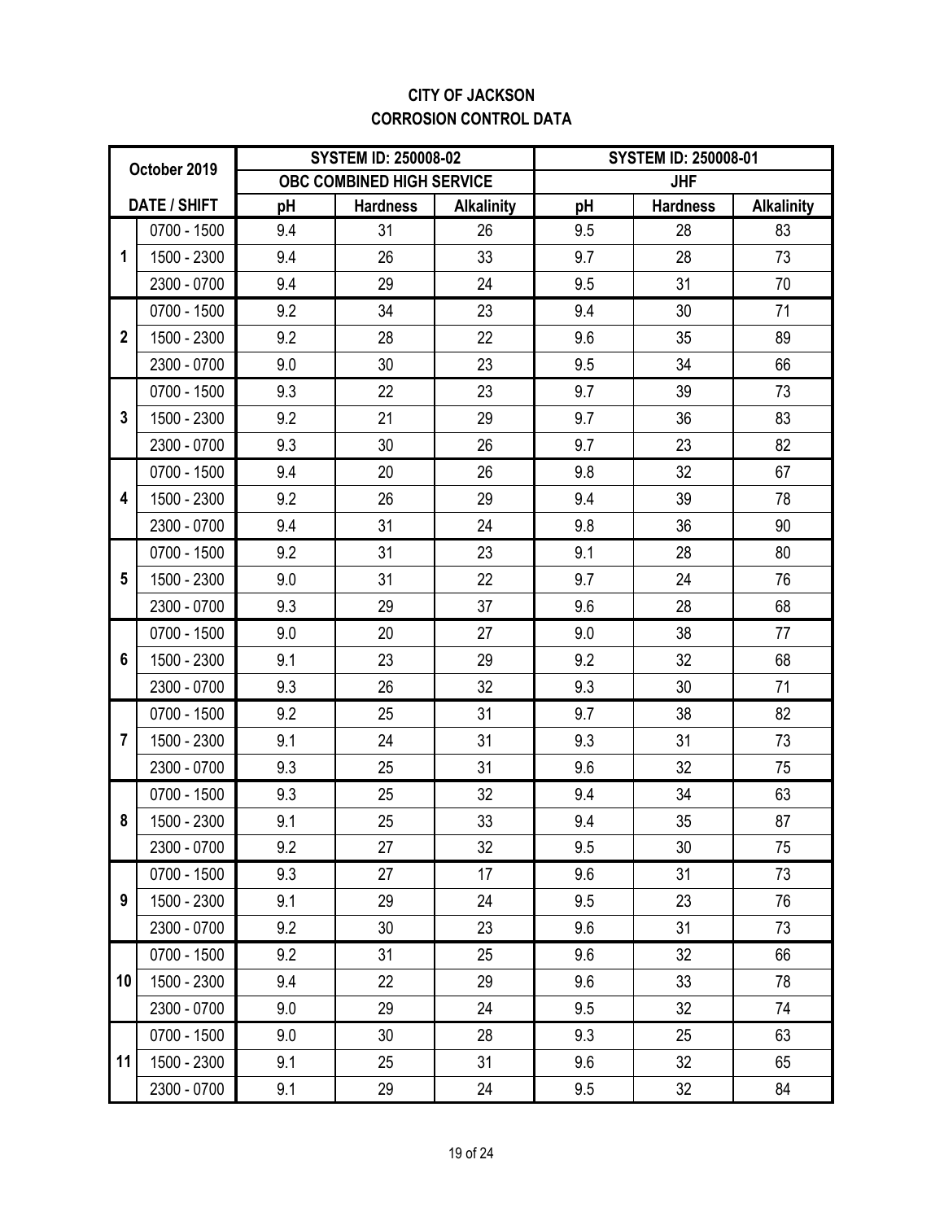# CITY OF JACKSON
# CORROSION CONTROL DATA

| October 2019 | | SYSTEM ID: 250008-02 | | | SYSTEM ID: 250008-01 | | |
|---|---|---|---|---|---|---|---|
| | | OBC COMBINED HIGH SERVICE | | | JHF | | |
| DATE / SHIFT | | pH | Hardness | Alkalinity | pH | Hardness | Alkalinity |
| 1 | 0700 - 1500 | 9.4 | 31 | 26 | 9.5 | 28 | 83 |
| | 1500 - 2300 | 9.4 | 26 | 33 | 9.7 | 28 | 73 |
| | 2300 - 0700 | 9.4 | 29 | 24 | 9.5 | 31 | 70 |
| 2 | 0700 - 1500 | 9.2 | 34 | 23 | 9.4 | 30 | 71 |
| | 1500 - 2300 | 9.2 | 28 | 22 | 9.6 | 35 | 89 |
| | 2300 - 0700 | 9.0 | 30 | 23 | 9.5 | 34 | 66 |
| 3 | 0700 - 1500 | 9.3 | 22 | 23 | 9.7 | 39 | 73 |
| | 1500 - 2300 | 9.2 | 21 | 29 | 9.7 | 36 | 83 |
| | 2300 - 0700 | 9.3 | 30 | 26 | 9.7 | 23 | 82 |
| 4 | 0700 - 1500 | 9.4 | 20 | 26 | 9.8 | 32 | 67 |
| | 1500 - 2300 | 9.2 | 26 | 29 | 9.4 | 39 | 78 |
| | 2300 - 0700 | 9.4 | 31 | 24 | 9.8 | 36 | 90 |
| 5 | 0700 - 1500 | 9.2 | 31 | 23 | 9.1 | 28 | 80 |
| | 1500 - 2300 | 9.0 | 31 | 22 | 9.7 | 24 | 76 |
| | 2300 - 0700 | 9.3 | 29 | 37 | 9.6 | 28 | 68 |
| 6 | 0700 - 1500 | 9.0 | 20 | 27 | 9.0 | 38 | 77 |
| | 1500 - 2300 | 9.1 | 23 | 29 | 9.2 | 32 | 68 |
| | 2300 - 0700 | 9.3 | 26 | 32 | 9.3 | 30 | 71 |
| 7 | 0700 - 1500 | 9.2 | 25 | 31 | 9.7 | 38 | 82 |
| | 1500 - 2300 | 9.1 | 24 | 31 | 9.3 | 31 | 73 |
| | 2300 - 0700 | 9.3 | 25 | 31 | 9.6 | 32 | 75 |
| 8 | 0700 - 1500 | 9.3 | 25 | 32 | 9.4 | 34 | 63 |
| | 1500 - 2300 | 9.1 | 25 | 33 | 9.4 | 35 | 87 |
| | 2300 - 0700 | 9.2 | 27 | 32 | 9.5 | 30 | 75 |
| 9 | 0700 - 1500 | 9.3 | 27 | 17 | 9.6 | 31 | 73 |
| | 1500 - 2300 | 9.1 | 29 | 24 | 9.5 | 23 | 76 |
| | 2300 - 0700 | 9.2 | 30 | 23 | 9.6 | 31 | 73 |
| 10 | 0700 - 1500 | 9.2 | 31 | 25 | 9.6 | 32 | 66 |
| | 1500 - 2300 | 9.4 | 22 | 29 | 9.6 | 33 | 78 |
| | 2300 - 0700 | 9.0 | 29 | 24 | 9.5 | 32 | 74 |
| 11 | 0700 - 1500 | 9.0 | 30 | 28 | 9.3 | 25 | 63 |
| | 1500 - 2300 | 9.1 | 25 | 31 | 9.6 | 32 | 65 |
| | 2300 - 0700 | 9.1 | 29 | 24 | 9.5 | 32 | 84 |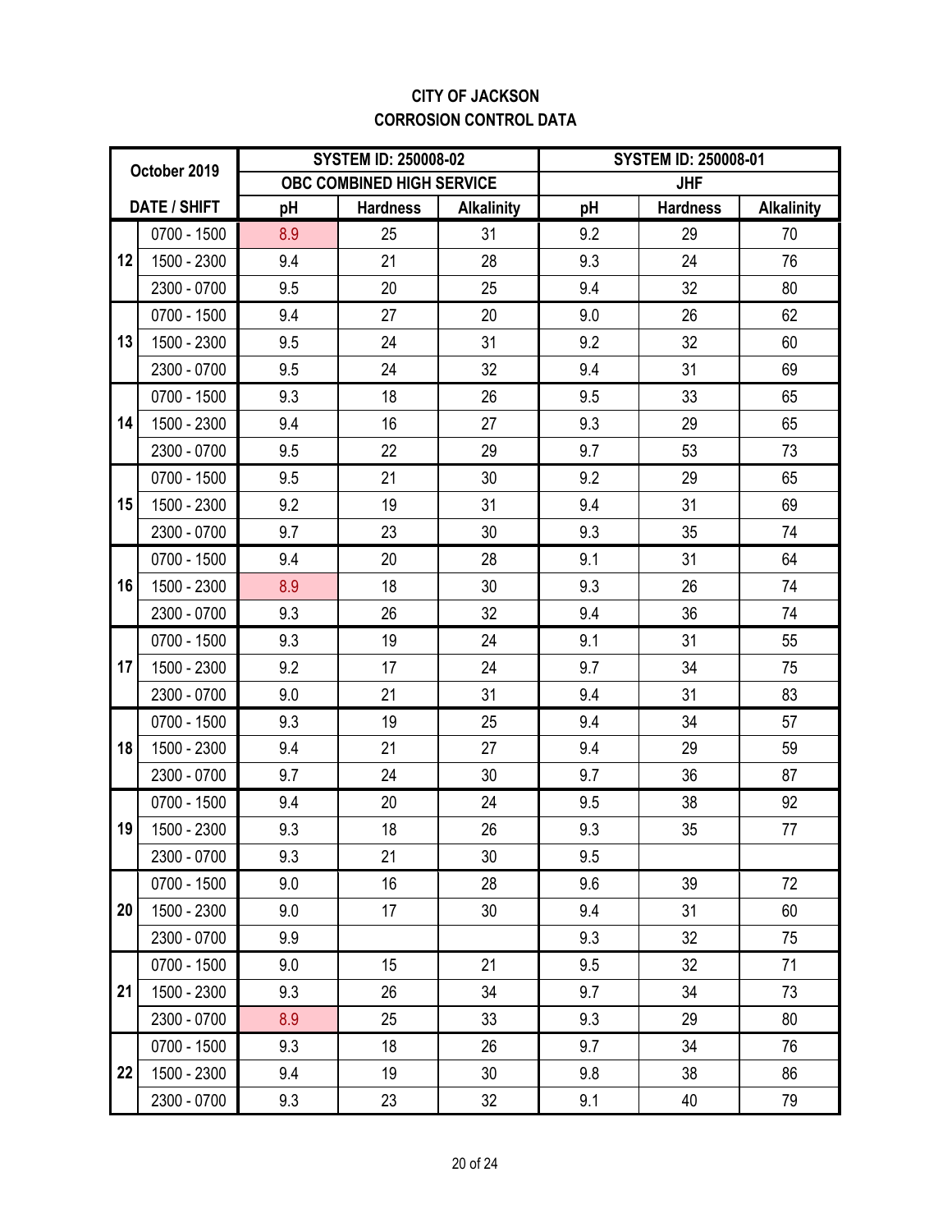**CITY OF JACKSON**
**CORROSION CONTROL DATA**

| October 2019 | | SYSTEM ID: 250008-02 | | | SYSTEM ID: 250008-01 | | |
|---|---|---|---|---|---|---|---|
| | | OBC COMBINED HIGH SERVICE | | | JHF | | |
| DATE / SHIFT | | pH | Hardness | Alkalinity | pH | Hardness | Alkalinity |
| 12 | 0700 - 1500 | 8.9 | 25 | 31 | 9.2 | 29 | 70 |
| | 1500 - 2300 | 9.4 | 21 | 28 | 9.3 | 24 | 76 |
| | 2300 - 0700 | 9.5 | 20 | 25 | 9.4 | 32 | 80 |
| 13 | 0700 - 1500 | 9.4 | 27 | 20 | 9.0 | 26 | 62 |
| | 1500 - 2300 | 9.5 | 24 | 31 | 9.2 | 32 | 60 |
| | 2300 - 0700 | 9.5 | 24 | 32 | 9.4 | 31 | 69 |
| 14 | 0700 - 1500 | 9.3 | 18 | 26 | 9.5 | 33 | 65 |
| | 1500 - 2300 | 9.4 | 16 | 27 | 9.3 | 29 | 65 |
| | 2300 - 0700 | 9.5 | 22 | 29 | 9.7 | 53 | 73 |
| 15 | 0700 - 1500 | 9.5 | 21 | 30 | 9.2 | 29 | 65 |
| | 1500 - 2300 | 9.2 | 19 | 31 | 9.4 | 31 | 69 |
| | 2300 - 0700 | 9.7 | 23 | 30 | 9.3 | 35 | 74 |
| 16 | 0700 - 1500 | 9.4 | 20 | 28 | 9.1 | 31 | 64 |
| | 1500 - 2300 | 8.9 | 18 | 30 | 9.3 | 26 | 74 |
| | 2300 - 0700 | 9.3 | 26 | 32 | 9.4 | 36 | 74 |
| 17 | 0700 - 1500 | 9.3 | 19 | 24 | 9.1 | 31 | 55 |
| | 1500 - 2300 | 9.2 | 17 | 24 | 9.7 | 34 | 75 |
| | 2300 - 0700 | 9.0 | 21 | 31 | 9.4 | 31 | 83 |
| 18 | 0700 - 1500 | 9.3 | 19 | 25 | 9.4 | 34 | 57 |
| | 1500 - 2300 | 9.4 | 21 | 27 | 9.4 | 29 | 59 |
| | 2300 - 0700 | 9.7 | 24 | 30 | 9.7 | 36 | 87 |
| 19 | 0700 - 1500 | 9.4 | 20 | 24 | 9.5 | 38 | 92 |
| | 1500 - 2300 | 9.3 | 18 | 26 | 9.3 | 35 | 77 |
| | 2300 - 0700 | 9.3 | 21 | 30 | 9.5 | | |
| 20 | 0700 - 1500 | 9.0 | 16 | 28 | 9.6 | 39 | 72 |
| | 1500 - 2300 | 9.0 | 17 | 30 | 9.4 | 31 | 60 |
| | 2300 - 0700 | 9.9 | | | 9.3 | 32 | 75 |
| 21 | 0700 - 1500 | 9.0 | 15 | 21 | 9.5 | 32 | 71 |
| | 1500 - 2300 | 9.3 | 26 | 34 | 9.7 | 34 | 73 |
| | 2300 - 0700 | 8.9 | 25 | 33 | 9.3 | 29 | 80 |
| 22 | 0700 - 1500 | 9.3 | 18 | 26 | 9.7 | 34 | 76 |
| | 1500 - 2300 | 9.4 | 19 | 30 | 9.8 | 38 | 86 |
| | 2300 - 0700 | 9.3 | 23 | 32 | 9.1 | 40 | 79 |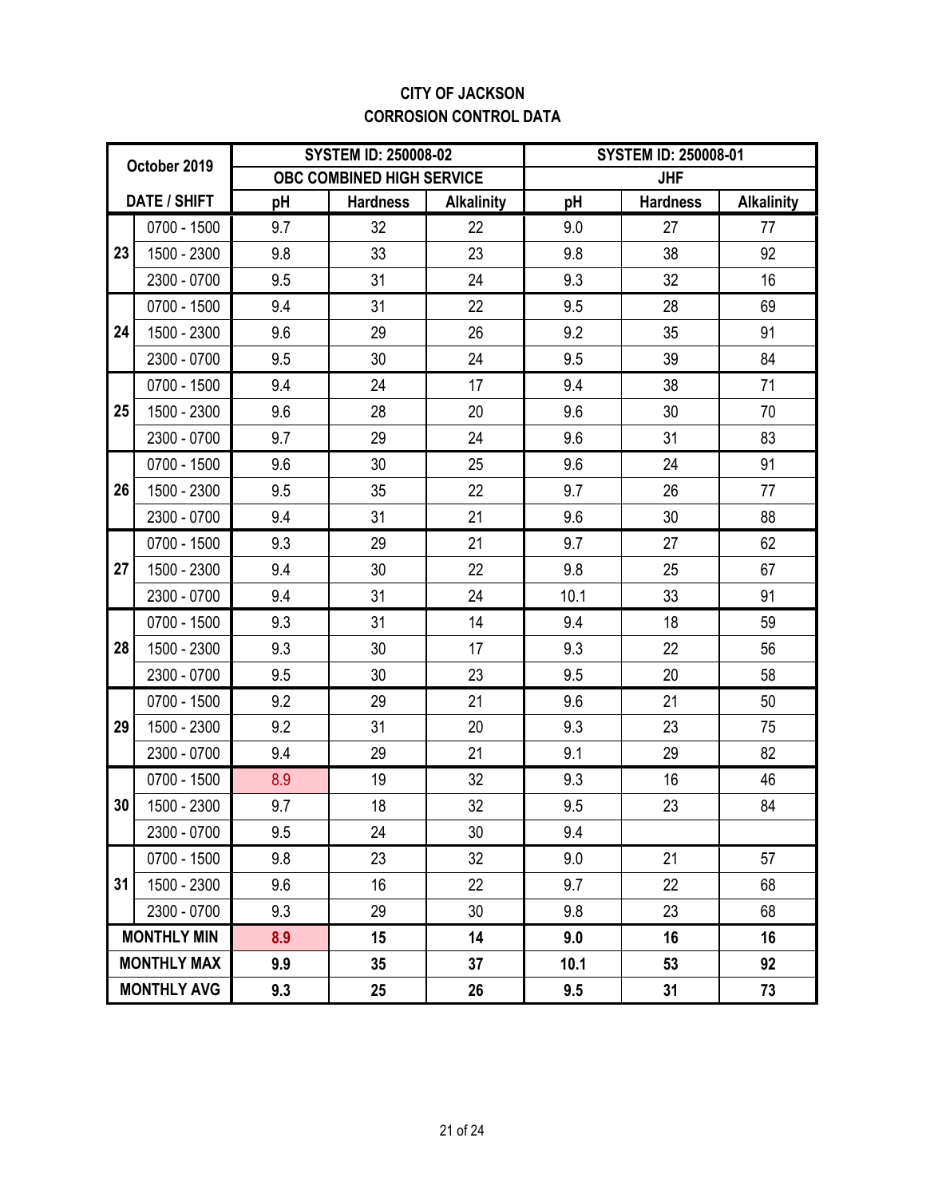**CITY OF JACKSON**
**CORROSION CONTROL DATA**

| October 2019 | | SYSTEM ID: 250008-02 | | | SYSTEM ID: 250008-01 | | |
|---|---|---|---|---|---|---|---|
| | | OBC COMBINED HIGH SERVICE | | | JHF | | |
| DATE / SHIFT | | pH | Hardness | Alkalinity | pH | Hardness | Alkalinity |
| 23 | 0700 - 1500 | 9.7 | 32 | 22 | 9.0 | 27 | 77 |
| | 1500 - 2300 | 9.8 | 33 | 23 | 9.8 | 38 | 92 |
| | 2300 - 0700 | 9.5 | 31 | 24 | 9.3 | 32 | 16 |
| 24 | 0700 - 1500 | 9.4 | 31 | 22 | 9.5 | 28 | 69 |
| | 1500 - 2300 | 9.6 | 29 | 26 | 9.2 | 35 | 91 |
| | 2300 - 0700 | 9.5 | 30 | 24 | 9.5 | 39 | 84 |
| 25 | 0700 - 1500 | 9.4 | 24 | 17 | 9.4 | 38 | 71 |
| | 1500 - 2300 | 9.6 | 28 | 20 | 9.6 | 30 | 70 |
| | 2300 - 0700 | 9.7 | 29 | 24 | 9.6 | 31 | 83 |
| 26 | 0700 - 1500 | 9.6 | 30 | 25 | 9.6 | 24 | 91 |
| | 1500 - 2300 | 9.5 | 35 | 22 | 9.7 | 26 | 77 |
| | 2300 - 0700 | 9.4 | 31 | 21 | 9.6 | 30 | 88 |
| 27 | 0700 - 1500 | 9.3 | 29 | 21 | 9.7 | 27 | 62 |
| | 1500 - 2300 | 9.4 | 30 | 22 | 9.8 | 25 | 67 |
| | 2300 - 0700 | 9.4 | 31 | 24 | 10.1 | 33 | 91 |
| 28 | 0700 - 1500 | 9.3 | 31 | 14 | 9.4 | 18 | 59 |
| | 1500 - 2300 | 9.3 | 30 | 17 | 9.3 | 22 | 56 |
| | 2300 - 0700 | 9.5 | 30 | 23 | 9.5 | 20 | 58 |
| 29 | 0700 - 1500 | 9.2 | 29 | 21 | 9.6 | 21 | 50 |
| | 1500 - 2300 | 9.2 | 31 | 20 | 9.3 | 23 | 75 |
| | 2300 - 0700 | 9.4 | 29 | 21 | 9.1 | 29 | 82 |
| 30 | 0700 - 1500 | 8.9 | 19 | 32 | 9.3 | 16 | 46 |
| | 1500 - 2300 | 9.7 | 18 | 32 | 9.5 | 23 | 84 |
| | 2300 - 0700 | 9.5 | 24 | 30 | 9.4 | | |
| 31 | 0700 - 1500 | 9.8 | 23 | 32 | 9.0 | 21 | 57 |
| | 1500 - 2300 | 9.6 | 16 | 22 | 9.7 | 22 | 68 |
| | 2300 - 0700 | 9.3 | 29 | 30 | 9.8 | 23 | 68 |
| **MONTHLY MIN** | | **8.9** | **15** | **14** | **9.0** | **16** | **16** |
| **MONTHLY MAX** | | **9.9** | **35** | **37** | **10.1** | **53** | **92** |
| **MONTHLY AVG** | | **9.3** | **25** | **26** | **9.5** | **31** | **73** |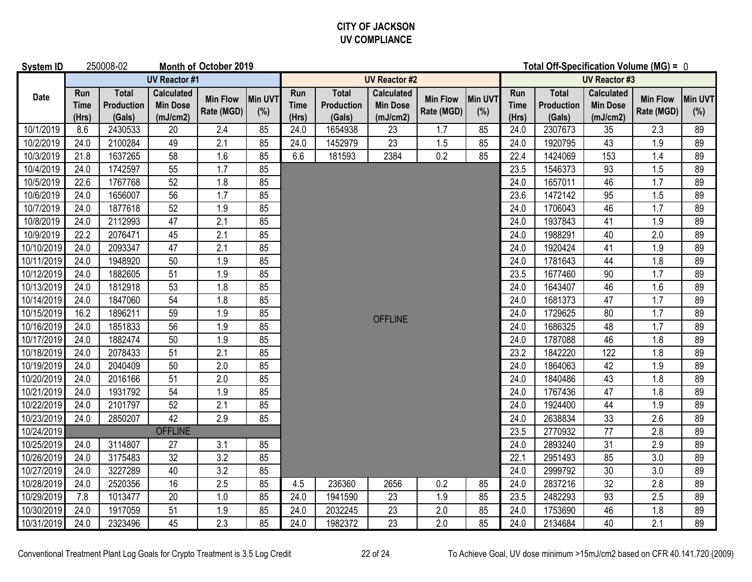# CITY OF JACKSON
## UV COMPLIANCE

**System ID** 250008-02 **Month of** October 2019 **Total Off-Specification Volume (MG) =** 0

| Date | UV Reactor #1 | | | | | UV Reactor #2 | | | | | UV Reactor #3 | | | | |
|---|---|---|---|---|---|---|---|---|---|---|---|---|---|---|---|
| | Run Time (Hrs) | Total Production (Gals) | Calculated Min Dose (mJ/cm2) | Min Flow Rate (MGD) | Min UVT (%) | Run Time (Hrs) | Total Production (Gals) | Calculated Min Dose (mJ/cm2) | Min Flow Rate (MGD) | Min UVT (%) | Run Time (Hrs) | Total Production (Gals) | Calculated Min Dose (mJ/cm2) | Min Flow Rate (MGD) | Min UVT (%) |
| 10/1/2019 | 8.6 | 2430533 | 20 | 2.4 | 85 | 24.0 | 1654938 | 23 | 1.7 | 85 | 24.0 | 2307673 | 35 | 2.3 | 89 |
| 10/2/2019 | 24.0 | 2100284 | 49 | 2.1 | 85 | 24.0 | 1452979 | 23 | 1.5 | 85 | 24.0 | 1920795 | 43 | 1.9 | 89 |
| 10/3/2019 | 21.8 | 1637265 | 58 | 1.6 | 85 | 6.6 | 181593 | 2384 | 0.2 | 85 | 22.4 | 1424069 | 153 | 1.4 | 89 |
| 10/4/2019 | 24.0 | 1742597 | 55 | 1.7 | 85 | OFFLINE | | | | | 23.5 | 1546373 | 93 | 1.5 | 89 |
| 10/5/2019 | 22.6 | 1767768 | 52 | 1.8 | 85 | OFFLINE | | | | | 24.0 | 1657011 | 46 | 1.7 | 89 |
| 10/6/2019 | 24.0 | 1656007 | 56 | 1.7 | 85 | OFFLINE | | | | | 23.6 | 1472142 | 95 | 1.5 | 89 |
| 10/7/2019 | 24.0 | 1877618 | 52 | 1.9 | 85 | OFFLINE | | | | | 24.0 | 1706043 | 46 | 1.7 | 89 |
| 10/8/2019 | 24.0 | 2112993 | 47 | 2.1 | 85 | OFFLINE | | | | | 24.0 | 1937843 | 41 | 1.9 | 89 |
| 10/9/2019 | 22.2 | 2076471 | 45 | 2.1 | 85 | OFFLINE | | | | | 24.0 | 1988291 | 40 | 2.0 | 89 |
| 10/10/2019 | 24.0 | 2093347 | 47 | 2.1 | 85 | OFFLINE | | | | | 24.0 | 1920424 | 41 | 1.9 | 89 |
| 10/11/2019 | 24.0 | 1948920 | 50 | 1.9 | 85 | OFFLINE | | | | | 24.0 | 1781643 | 44 | 1.8 | 89 |
| 10/12/2019 | 24.0 | 1882605 | 51 | 1.9 | 85 | OFFLINE | | | | | 23.5 | 1677460 | 90 | 1.7 | 89 |
| 10/13/2019 | 24.0 | 1812918 | 53 | 1.8 | 85 | OFFLINE | | | | | 24.0 | 1643407 | 46 | 1.6 | 89 |
| 10/14/2019 | 24.0 | 1847060 | 54 | 1.8 | 85 | OFFLINE | | | | | 24.0 | 1681373 | 47 | 1.7 | 89 |
| 10/15/2019 | 16.2 | 1896211 | 59 | 1.9 | 85 | OFFLINE | | | | | 24.0 | 1729625 | 80 | 1.7 | 89 |
| 10/16/2019 | 24.0 | 1851833 | 56 | 1.9 | 85 | OFFLINE | | | | | 24.0 | 1686325 | 48 | 1.7 | 89 |
| 10/17/2019 | 24.0 | 1882474 | 50 | 1.9 | 85 | OFFLINE | | | | | 24.0 | 1787088 | 46 | 1.8 | 89 |
| 10/18/2019 | 24.0 | 2078433 | 51 | 2.1 | 85 | OFFLINE | | | | | 23.2 | 1842220 | 122 | 1.8 | 89 |
| 10/19/2019 | 24.0 | 2040409 | 50 | 2.0 | 85 | OFFLINE | | | | | 24.0 | 1864063 | 42 | 1.9 | 89 |
| 10/20/2019 | 24.0 | 2016166 | 51 | 2.0 | 85 | OFFLINE | | | | | 24.0 | 1840486 | 43 | 1.8 | 89 |
| 10/21/2019 | 24.0 | 1931792 | 54 | 1.9 | 85 | OFFLINE | | | | | 24.0 | 1767436 | 47 | 1.8 | 89 |
| 10/22/2019 | 24.0 | 2101797 | 52 | 2.1 | 85 | OFFLINE | | | | | 24.0 | 1924400 | 44 | 1.9 | 89 |
| 10/23/2019 | 24.0 | 2850207 | 42 | 2.9 | 85 | OFFLINE | | | | | 24.0 | 2638834 | 33 | 2.6 | 89 |
| 10/24/2019 | OFFLINE | | | | | OFFLINE | | | | | 23.5 | 2770932 | 77 | 2.8 | 89 |
| 10/25/2019 | 24.0 | 3114807 | 27 | 3.1 | 85 | OFFLINE | | | | | 24.0 | 2893240 | 31 | 2.9 | 89 |
| 10/26/2019 | 24.0 | 3175483 | 32 | 3.2 | 85 | OFFLINE | | | | | 22.1 | 2951493 | 85 | 3.0 | 89 |
| 10/27/2019 | 24.0 | 3227289 | 40 | 3.2 | 85 | OFFLINE | | | | | 24.0 | 2999792 | 30 | 3.0 | 89 |
| 10/28/2019 | 24.0 | 2520356 | 16 | 2.5 | 85 | 4.5 | 236360 | 2656 | 0.2 | 85 | 24.0 | 2837216 | 32 | 2.8 | 89 |
| 10/29/2019 | 7.8 | 1013477 | 20 | 1.0 | 85 | 24.0 | 1941590 | 23 | 1.9 | 85 | 23.5 | 2482293 | 93 | 2.5 | 89 |
| 10/30/2019 | 24.0 | 1917059 | 51 | 1.9 | 85 | 24.0 | 2032245 | 23 | 2.0 | 85 | 24.0 | 1753690 | 46 | 1.8 | 89 |
| 10/31/2019 | 24.0 | 2323496 | 45 | 2.3 | 85 | 24.0 | 1982372 | 23 | 2.0 | 85 | 24.0 | 2134684 | 40 | 2.1 | 89 |

Conventional Treatment Plant Log Goals for Crypto Treatment is 3.5 Log Credit

To Achieve Goal, UV dose minimum >15mJ/cm2 based on CFR 40.141.720 (2009)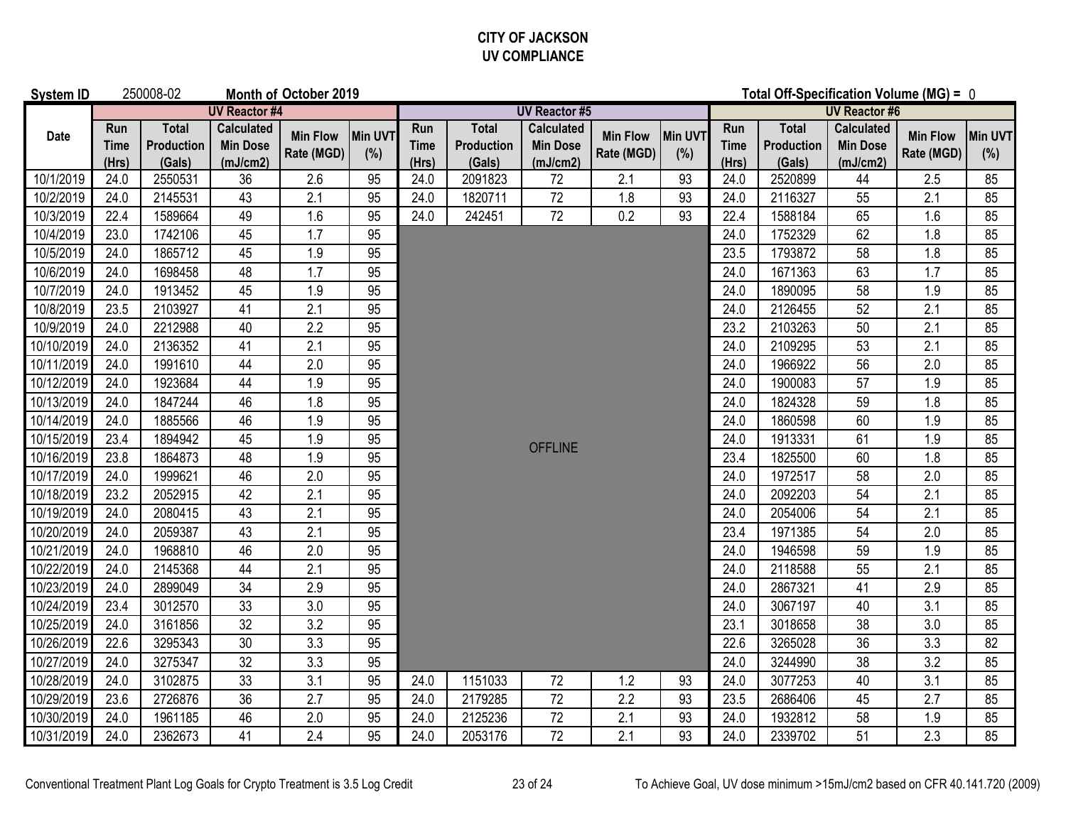# CITY OF JACKSON
## UV COMPLIANCE

**System ID** 250008-02 **Month of October 2019** **Total Off-Specification Volume (MG) =** 0

| Date | UV Reactor #4 | | | | | UV Reactor #5 | | | | | UV Reactor #6 | | | | |
|---|---|---|---|---|---|---|---|---|---|---|---|---|---|---|---|
| | Run Time (Hrs) | Total Production (Gals) | Calculated Min Dose (mJ/cm2) | Min Flow Rate (MGD) | Min UVT (%) | Run Time (Hrs) | Total Production (Gals) | Calculated Min Dose (mJ/cm2) | Min Flow Rate (MGD) | Min UVT (%) | Run Time (Hrs) | Total Production (Gals) | Calculated Min Dose (mJ/cm2) | Min Flow Rate (MGD) | Min UVT (%) |
| 10/1/2019 | 24.0 | 2550531 | 36 | 2.6 | 95 | 24.0 | 2091823 | 72 | 2.1 | 93 | 24.0 | 2520899 | 44 | 2.5 | 85 |
| 10/2/2019 | 24.0 | 2145531 | 43 | 2.1 | 95 | 24.0 | 1820711 | 72 | 1.8 | 93 | 24.0 | 2116327 | 55 | 2.1 | 85 |
| 10/3/2019 | 22.4 | 1589664 | 49 | 1.6 | 95 | 24.0 | 242451 | 72 | 0.2 | 93 | 22.4 | 1588184 | 65 | 1.6 | 85 |
| 10/4/2019 | 23.0 | 1742106 | 45 | 1.7 | 95 | OFFLINE | | | | | 24.0 | 1752329 | 62 | 1.8 | 85 |
| 10/5/2019 | 24.0 | 1865712 | 45 | 1.9 | 95 | OFFLINE | | | | | 23.5 | 1793872 | 58 | 1.8 | 85 |
| 10/6/2019 | 24.0 | 1698458 | 48 | 1.7 | 95 | OFFLINE | | | | | 24.0 | 1671363 | 63 | 1.7 | 85 |
| 10/7/2019 | 24.0 | 1913452 | 45 | 1.9 | 95 | OFFLINE | | | | | 24.0 | 1890095 | 58 | 1.9 | 85 |
| 10/8/2019 | 23.5 | 2103927 | 41 | 2.1 | 95 | OFFLINE | | | | | 24.0 | 2126455 | 52 | 2.1 | 85 |
| 10/9/2019 | 24.0 | 2212988 | 40 | 2.2 | 95 | OFFLINE | | | | | 23.2 | 2103263 | 50 | 2.1 | 85 |
| 10/10/2019 | 24.0 | 2136352 | 41 | 2.1 | 95 | OFFLINE | | | | | 24.0 | 2109295 | 53 | 2.1 | 85 |
| 10/11/2019 | 24.0 | 1991610 | 44 | 2.0 | 95 | OFFLINE | | | | | 24.0 | 1966922 | 56 | 2.0 | 85 |
| 10/12/2019 | 24.0 | 1923684 | 44 | 1.9 | 95 | OFFLINE | | | | | 24.0 | 1900083 | 57 | 1.9 | 85 |
| 10/13/2019 | 24.0 | 1847244 | 46 | 1.8 | 95 | OFFLINE | | | | | 24.0 | 1824328 | 59 | 1.8 | 85 |
| 10/14/2019 | 24.0 | 1885566 | 46 | 1.9 | 95 | OFFLINE | | | | | 24.0 | 1860598 | 60 | 1.9 | 85 |
| 10/15/2019 | 23.4 | 1894942 | 45 | 1.9 | 95 | OFFLINE | | | | | 24.0 | 1913331 | 61 | 1.9 | 85 |
| 10/16/2019 | 23.8 | 1864873 | 48 | 1.9 | 95 | OFFLINE | | | | | 23.4 | 1825500 | 60 | 1.8 | 85 |
| 10/17/2019 | 24.0 | 1999621 | 46 | 2.0 | 95 | OFFLINE | | | | | 24.0 | 1972517 | 58 | 2.0 | 85 |
| 10/18/2019 | 23.2 | 2052915 | 42 | 2.1 | 95 | OFFLINE | | | | | 24.0 | 2092203 | 54 | 2.1 | 85 |
| 10/19/2019 | 24.0 | 2080415 | 43 | 2.1 | 95 | OFFLINE | | | | | 24.0 | 2054006 | 54 | 2.1 | 85 |
| 10/20/2019 | 24.0 | 2059387 | 43 | 2.1 | 95 | OFFLINE | | | | | 23.4 | 1971385 | 54 | 2.0 | 85 |
| 10/21/2019 | 24.0 | 1968810 | 46 | 2.0 | 95 | OFFLINE | | | | | 24.0 | 1946598 | 59 | 1.9 | 85 |
| 10/22/2019 | 24.0 | 2145368 | 44 | 2.1 | 95 | OFFLINE | | | | | 24.0 | 2118588 | 55 | 2.1 | 85 |
| 10/23/2019 | 24.0 | 2899049 | 34 | 2.9 | 95 | OFFLINE | | | | | 24.0 | 2867321 | 41 | 2.9 | 85 |
| 10/24/2019 | 23.4 | 3012570 | 33 | 3.0 | 95 | OFFLINE | | | | | 24.0 | 3067197 | 40 | 3.1 | 85 |
| 10/25/2019 | 24.0 | 3161856 | 32 | 3.2 | 95 | OFFLINE | | | | | 23.1 | 3018658 | 38 | 3.0 | 85 |
| 10/26/2019 | 22.6 | 3295343 | 30 | 3.3 | 95 | OFFLINE | | | | | 22.6 | 3265028 | 36 | 3.3 | 82 |
| 10/27/2019 | 24.0 | 3275347 | 32 | 3.3 | 95 | OFFLINE | | | | | 24.0 | 3244990 | 38 | 3.2 | 85 |
| 10/28/2019 | 24.0 | 3102875 | 33 | 3.1 | 95 | 24.0 | 1151033 | 72 | 1.2 | 93 | 24.0 | 3077253 | 40 | 3.1 | 85 |
| 10/29/2019 | 23.6 | 2726876 | 36 | 2.7 | 95 | 24.0 | 2179285 | 72 | 2.2 | 93 | 23.5 | 2686406 | 45 | 2.7 | 85 |
| 10/30/2019 | 24.0 | 1961185 | 46 | 2.0 | 95 | 24.0 | 2125236 | 72 | 2.1 | 93 | 24.0 | 1932812 | 58 | 1.9 | 85 |
| 10/31/2019 | 24.0 | 2362673 | 41 | 2.4 | 95 | 24.0 | 2053176 | 72 | 2.1 | 93 | 24.0 | 2339702 | 51 | 2.3 | 85 |

Conventional Treatment Plant Log Goals for Crypto Treatment is 3.5 Log Credit

To Achieve Goal, UV dose minimum >15mJ/cm2 based on CFR 40.141.720 (2009)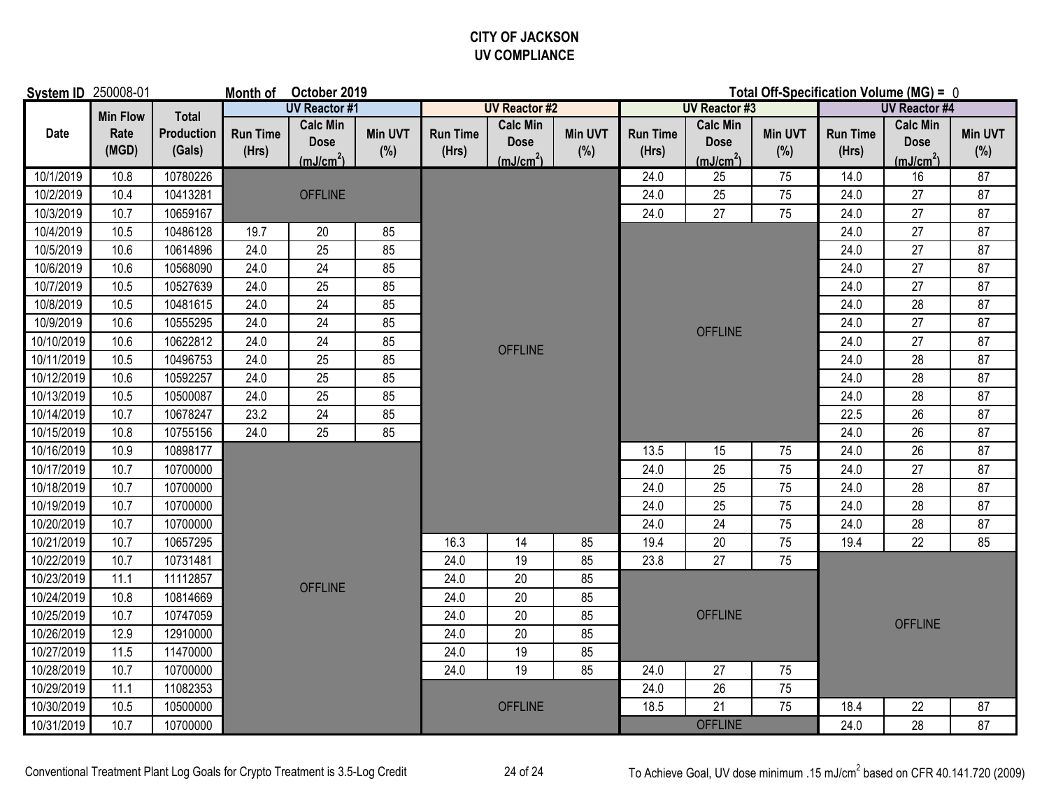## CITY OF JACKSON
## UV COMPLIANCE

**System ID** 250008-01 **Month of** October 2019 **Total Off-Specification Volume (MG) =** 0

| Date | Min Flow Rate (MGD) | Total Production (Gals) | UV Reactor #1 | | | UV Reactor #2 | | | UV Reactor #3 | | | UV Reactor #4 | | |
|---|---|---|---|---|---|---|---|---|---|---|---|---|---|---|
| | | | Run Time (Hrs) | Calc Min Dose ($mJ/cm^2$) | Min UVT (%) | Run Time (Hrs) | Calc Min Dose ($mJ/cm^2$) | Min UVT (%) | Run Time (Hrs) | Calc Min Dose ($mJ/cm^2$) | Min UVT (%) | Run Time (Hrs) | Calc Min Dose ($mJ/cm^2$) | Min UVT (%) |
| 10/1/2019 | 10.8 | 10780226 | OFFLINE | | | OFFLINE | | | 24.0 | 25 | 75 | 14.0 | 16 | 87 |
| 10/2/2019 | 10.4 | 10413281 | OFFLINE | | | OFFLINE | | | 24.0 | 25 | 75 | 24.0 | 27 | 87 |
| 10/3/2019 | 10.7 | 10659167 | OFFLINE | | | OFFLINE | | | 24.0 | 27 | 75 | 24.0 | 27 | 87 |
| 10/4/2019 | 10.5 | 10486128 | 19.7 | 20 | 85 | OFFLINE | | | OFFLINE | | | 24.0 | 27 | 87 |
| 10/5/2019 | 10.6 | 10614896 | 24.0 | 25 | 85 | OFFLINE | | | OFFLINE | | | 24.0 | 27 | 87 |
| 10/6/2019 | 10.6 | 10568090 | 24.0 | 24 | 85 | OFFLINE | | | OFFLINE | | | 24.0 | 27 | 87 |
| 10/7/2019 | 10.5 | 10527639 | 24.0 | 25 | 85 | OFFLINE | | | OFFLINE | | | 24.0 | 27 | 87 |
| 10/8/2019 | 10.5 | 10481615 | 24.0 | 24 | 85 | OFFLINE | | | OFFLINE | | | 24.0 | 28 | 87 |
| 10/9/2019 | 10.6 | 10555295 | 24.0 | 24 | 85 | OFFLINE | | | OFFLINE | | | 24.0 | 27 | 87 |
| 10/10/2019 | 10.6 | 10622812 | 24.0 | 24 | 85 | OFFLINE | | | OFFLINE | | | 24.0 | 27 | 87 |
| 10/11/2019 | 10.5 | 10496753 | 24.0 | 25 | 85 | OFFLINE | | | OFFLINE | | | 24.0 | 28 | 87 |
| 10/12/2019 | 10.6 | 10592257 | 24.0 | 25 | 85 | OFFLINE | | | OFFLINE | | | 24.0 | 28 | 87 |
| 10/13/2019 | 10.5 | 10500087 | 24.0 | 25 | 85 | OFFLINE | | | OFFLINE | | | 24.0 | 28 | 87 |
| 10/14/2019 | 10.7 | 10678247 | 23.2 | 24 | 85 | OFFLINE | | | OFFLINE | | | 22.5 | 26 | 87 |
| 10/15/2019 | 10.8 | 10755156 | 24.0 | 25 | 85 | OFFLINE | | | OFFLINE | | | 24.0 | 26 | 87 |
| 10/16/2019 | 10.9 | 10898177 | OFFLINE | | | OFFLINE | | | 13.5 | 15 | 75 | 24.0 | 26 | 87 |
| 10/17/2019 | 10.7 | 10700000 | OFFLINE | | | OFFLINE | | | 24.0 | 25 | 75 | 24.0 | 27 | 87 |
| 10/18/2019 | 10.7 | 10700000 | OFFLINE | | | OFFLINE | | | 24.0 | 25 | 75 | 24.0 | 28 | 87 |
| 10/19/2019 | 10.7 | 10700000 | OFFLINE | | | OFFLINE | | | 24.0 | 25 | 75 | 24.0 | 28 | 87 |
| 10/20/2019 | 10.7 | 10700000 | OFFLINE | | | OFFLINE | | | 24.0 | 24 | 75 | 24.0 | 28 | 87 |
| 10/21/2019 | 10.7 | 10657295 | OFFLINE | | | 16.3 | 14 | 85 | 19.4 | 20 | 75 | 19.4 | 22 | 85 |
| 10/22/2019 | 10.7 | 10731481 | OFFLINE | | | 24.0 | 19 | 85 | 23.8 | 27 | 75 | OFFLINE | | |
| 10/23/2019 | 11.1 | 11112857 | OFFLINE | | | 24.0 | 20 | 85 | OFFLINE | | | OFFLINE | | |
| 10/24/2019 | 10.8 | 10814669 | OFFLINE | | | 24.0 | 20 | 85 | OFFLINE | | | OFFLINE | | |
| 10/25/2019 | 10.7 | 10747059 | OFFLINE | | | 24.0 | 20 | 85 | OFFLINE | | | OFFLINE | | |
| 10/26/2019 | 12.9 | 12910000 | OFFLINE | | | 24.0 | 20 | 85 | OFFLINE | | | OFFLINE | | |
| 10/27/2019 | 11.5 | 11470000 | OFFLINE | | | 24.0 | 19 | 85 | OFFLINE | | | OFFLINE | | |
| 10/28/2019 | 10.7 | 10700000 | OFFLINE | | | 24.0 | 19 | 85 | 24.0 | 27 | 75 | OFFLINE | | |
| 10/29/2019 | 11.1 | 11082353 | OFFLINE | | | OFFLINE | | | 24.0 | 26 | 75 | OFFLINE | | |
| 10/30/2019 | 10.5 | 10500000 | OFFLINE | | | OFFLINE | | | 18.5 | 21 | 75 | 18.4 | 22 | 87 |
| 10/31/2019 | 10.7 | 10700000 | OFFLINE | | | OFFLINE | | | OFFLINE | | | 24.0 | 28 | 87 |

Conventional Treatment Plant Log Goals for Crypto Treatment is 3.5-Log Credit

To Achieve Goal, UV dose minimum .15 $mJ/cm^2$ based on CFR 40.141.720 (2009)